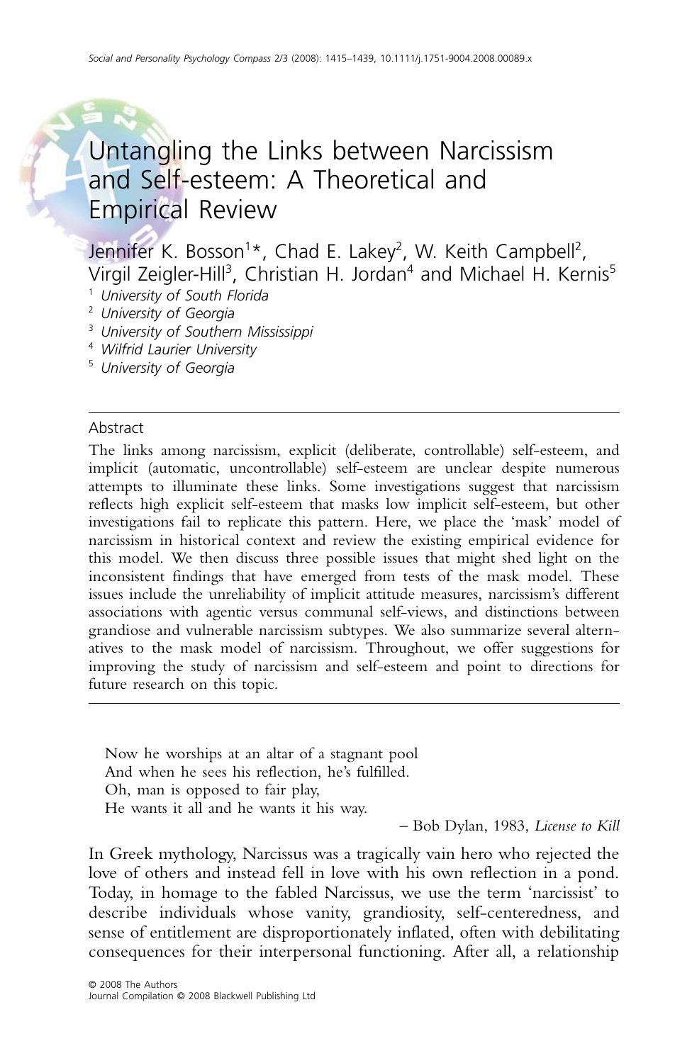# Untangling the Links between Narcissism and Self-esteem: A Theoretical and Empirical Review

Jennifer K. Bosson[1]*, Chad E. Lakey[2], W. Keith Campbell[2], Virgil Zeigler-Hill[3], Christian H. Jordan[4] and Michael H. Kernis[5]

[1] *University of South Florida*
[2] *University of Georgia*
[3] *University of Southern Mississippi*
[4] *Wilfrid Laurier University*
[5] *University of Georgia*

## Abstract

The links among narcissism, explicit (deliberate, controllable) self-esteem, and implicit (automatic, uncontrollable) self-esteem are unclear despite numerous attempts to illuminate these links. Some investigations suggest that narcissism reflects high explicit self-esteem that masks low implicit self-esteem, but other investigations fail to replicate this pattern. Here, we place the 'mask' model of narcissism in historical context and review the existing empirical evidence for this model. We then discuss three possible issues that might shed light on the inconsistent findings that have emerged from tests of the mask model. These issues include the unreliability of implicit attitude measures, narcissism's different associations with agentic versus communal self-views, and distinctions between grandiose and vulnerable narcissism subtypes. We also summarize several alternatives to the mask model of narcissism. Throughout, we offer suggestions for improving the study of narcissism and self-esteem and point to directions for future research on this topic.

> Now he worships at an altar of a stagnant pool
> And when he sees his reflection, he's fulfilled.
> Oh, man is opposed to fair play,
> He wants it all and he wants it his way.
>
> – Bob Dylan, 1983, *License to Kill*

In Greek mythology, Narcissus was a tragically vain hero who rejected the love of others and instead fell in love with his own reflection in a pond. Today, in homage to the fabled Narcissus, we use the term 'narcissist' to describe individuals whose vanity, grandiosity, self-centeredness, and sense of entitlement are disproportionately inflated, often with debilitating consequences for their interpersonal functioning. After all, a relationship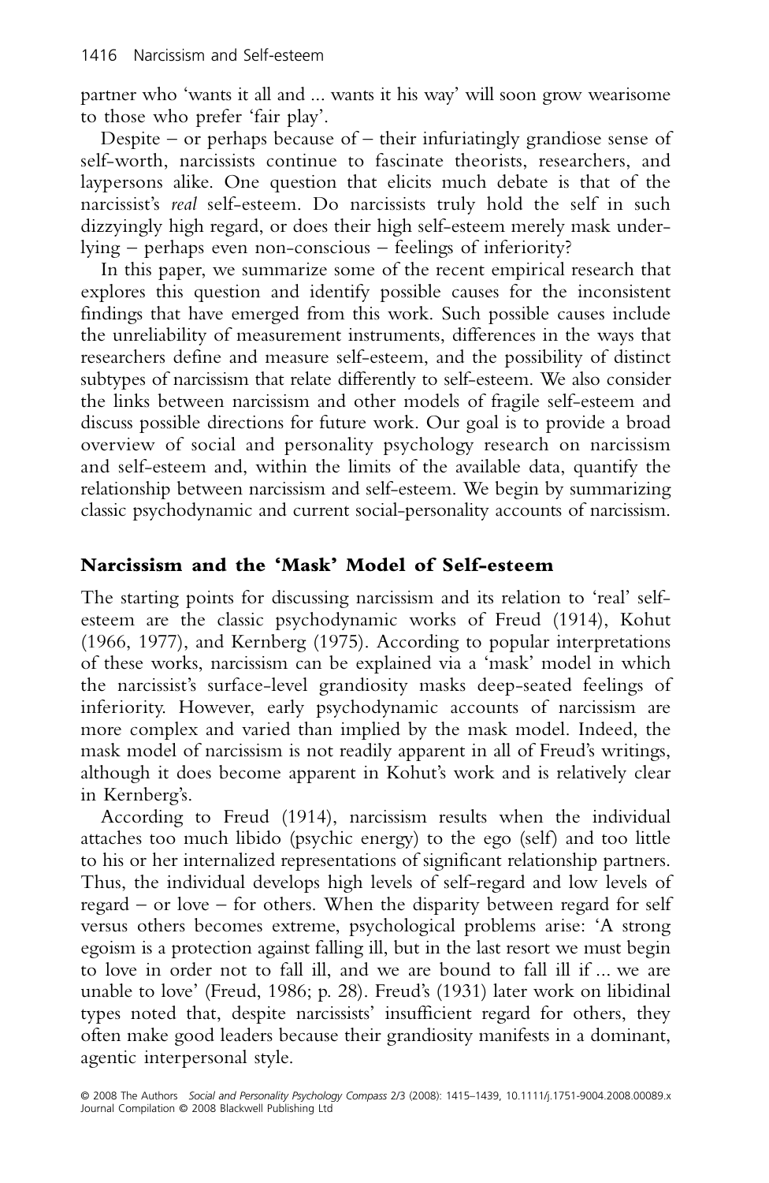partner who 'wants it all and ... wants it his way' will soon grow wearisome to those who prefer 'fair play'.

Despite – or perhaps because of – their infuriatingly grandiose sense of self-worth, narcissists continue to fascinate theorists, researchers, and laypersons alike. One question that elicits much debate is that of the narcissist's *real* self-esteem. Do narcissists truly hold the self in such dizzyingly high regard, or does their high self-esteem merely mask underlying – perhaps even non-conscious – feelings of inferiority?

In this paper, we summarize some of the recent empirical research that explores this question and identify possible causes for the inconsistent findings that have emerged from this work. Such possible causes include the unreliability of measurement instruments, differences in the ways that researchers define and measure self-esteem, and the possibility of distinct subtypes of narcissism that relate differently to self-esteem. We also consider the links between narcissism and other models of fragile self-esteem and discuss possible directions for future work. Our goal is to provide a broad overview of social and personality psychology research on narcissism and self-esteem and, within the limits of the available data, quantify the relationship between narcissism and self-esteem. We begin by summarizing classic psychodynamic and current social-personality accounts of narcissism.

## Narcissism and the 'Mask' Model of Self-esteem

The starting points for discussing narcissism and its relation to 'real' self-esteem are the classic psychodynamic works of Freud (1914), Kohut (1966, 1977), and Kernberg (1975). According to popular interpretations of these works, narcissism can be explained via a 'mask' model in which the narcissist's surface-level grandiosity masks deep-seated feelings of inferiority. However, early psychodynamic accounts of narcissism are more complex and varied than implied by the mask model. Indeed, the mask model of narcissism is not readily apparent in all of Freud's writings, although it does become apparent in Kohut's work and is relatively clear in Kernberg's.

According to Freud (1914), narcissism results when the individual attaches too much libido (psychic energy) to the ego (self) and too little to his or her internalized representations of significant relationship partners. Thus, the individual develops high levels of self-regard and low levels of regard – or love – for others. When the disparity between regard for self versus others becomes extreme, psychological problems arise: 'A strong egoism is a protection against falling ill, but in the last resort we must begin to love in order not to fall ill, and we are bound to fall ill if ... we are unable to love' (Freud, 1986; p. 28). Freud's (1931) later work on libidinal types noted that, despite narcissists' insufficient regard for others, they often make good leaders because their grandiosity manifests in a dominant, agentic interpersonal style.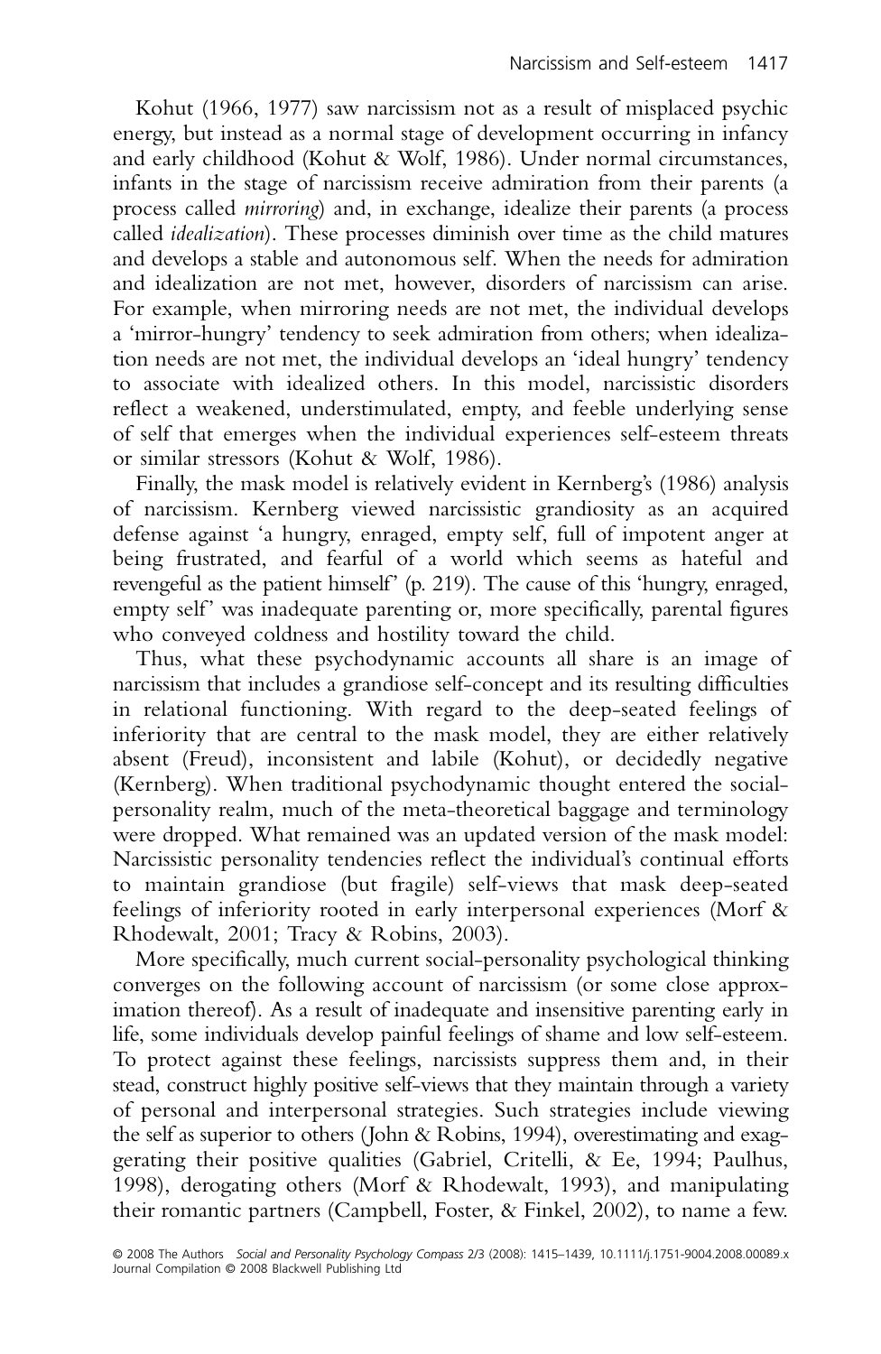Kohut (1966, 1977) saw narcissism not as a result of misplaced psychic energy, but instead as a normal stage of development occurring in infancy and early childhood (Kohut & Wolf, 1986). Under normal circumstances, infants in the stage of narcissism receive admiration from their parents (a process called *mirroring*) and, in exchange, idealize their parents (a process called *idealization*). These processes diminish over time as the child matures and develops a stable and autonomous self. When the needs for admiration and idealization are not met, however, disorders of narcissism can arise. For example, when mirroring needs are not met, the individual develops a 'mirror-hungry' tendency to seek admiration from others; when idealization needs are not met, the individual develops an 'ideal hungry' tendency to associate with idealized others. In this model, narcissistic disorders reflect a weakened, understimulated, empty, and feeble underlying sense of self that emerges when the individual experiences self-esteem threats or similar stressors (Kohut & Wolf, 1986).

Finally, the mask model is relatively evident in Kernberg's (1986) analysis of narcissism. Kernberg viewed narcissistic grandiosity as an acquired defense against 'a hungry, enraged, empty self, full of impotent anger at being frustrated, and fearful of a world which seems as hateful and revengeful as the patient himself' (p. 219). The cause of this 'hungry, enraged, empty self' was inadequate parenting or, more specifically, parental figures who conveyed coldness and hostility toward the child.

Thus, what these psychodynamic accounts all share is an image of narcissism that includes a grandiose self-concept and its resulting difficulties in relational functioning. With regard to the deep-seated feelings of inferiority that are central to the mask model, they are either relatively absent (Freud), inconsistent and labile (Kohut), or decidedly negative (Kernberg). When traditional psychodynamic thought entered the social-personality realm, much of the meta-theoretical baggage and terminology were dropped. What remained was an updated version of the mask model: Narcissistic personality tendencies reflect the individual's continual efforts to maintain grandiose (but fragile) self-views that mask deep-seated feelings of inferiority rooted in early interpersonal experiences (Morf & Rhodewalt, 2001; Tracy & Robins, 2003).

More specifically, much current social-personality psychological thinking converges on the following account of narcissism (or some close approximation thereof). As a result of inadequate and insensitive parenting early in life, some individuals develop painful feelings of shame and low self-esteem. To protect against these feelings, narcissists suppress them and, in their stead, construct highly positive self-views that they maintain through a variety of personal and interpersonal strategies. Such strategies include viewing the self as superior to others (John & Robins, 1994), overestimating and exaggerating their positive qualities (Gabriel, Critelli, & Ee, 1994; Paulhus, 1998), derogating others (Morf & Rhodewalt, 1993), and manipulating their romantic partners (Campbell, Foster, & Finkel, 2002), to name a few.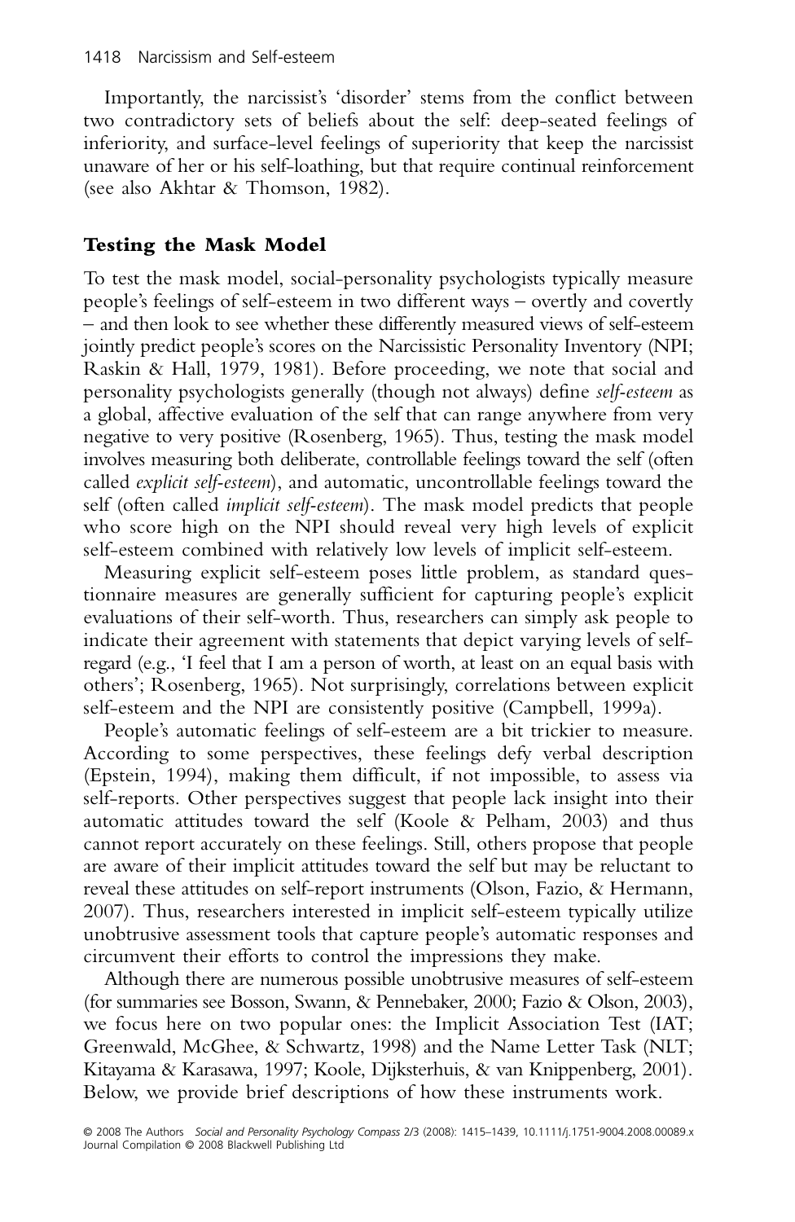Importantly, the narcissist's 'disorder' stems from the conflict between two contradictory sets of beliefs about the self: deep-seated feelings of inferiority, and surface-level feelings of superiority that keep the narcissist unaware of her or his self-loathing, but that require continual reinforcement (see also Akhtar & Thomson, 1982).

## Testing the Mask Model

To test the mask model, social-personality psychologists typically measure people's feelings of self-esteem in two different ways – overtly and covertly – and then look to see whether these differently measured views of self-esteem jointly predict people's scores on the Narcissistic Personality Inventory (NPI; Raskin & Hall, 1979, 1981). Before proceeding, we note that social and personality psychologists generally (though not always) define *self-esteem* as a global, affective evaluation of the self that can range anywhere from very negative to very positive (Rosenberg, 1965). Thus, testing the mask model involves measuring both deliberate, controllable feelings toward the self (often called *explicit self-esteem*), and automatic, uncontrollable feelings toward the self (often called *implicit self-esteem*). The mask model predicts that people who score high on the NPI should reveal very high levels of explicit self-esteem combined with relatively low levels of implicit self-esteem.

Measuring explicit self-esteem poses little problem, as standard questionnaire measures are generally sufficient for capturing people's explicit evaluations of their self-worth. Thus, researchers can simply ask people to indicate their agreement with statements that depict varying levels of self-regard (e.g., 'I feel that I am a person of worth, at least on an equal basis with others'; Rosenberg, 1965). Not surprisingly, correlations between explicit self-esteem and the NPI are consistently positive (Campbell, 1999a).

People's automatic feelings of self-esteem are a bit trickier to measure. According to some perspectives, these feelings defy verbal description (Epstein, 1994), making them difficult, if not impossible, to assess via self-reports. Other perspectives suggest that people lack insight into their automatic attitudes toward the self (Koole & Pelham, 2003) and thus cannot report accurately on these feelings. Still, others propose that people are aware of their implicit attitudes toward the self but may be reluctant to reveal these attitudes on self-report instruments (Olson, Fazio, & Hermann, 2007). Thus, researchers interested in implicit self-esteem typically utilize unobtrusive assessment tools that capture people's automatic responses and circumvent their efforts to control the impressions they make.

Although there are numerous possible unobtrusive measures of self-esteem (for summaries see Bosson, Swann, & Pennebaker, 2000; Fazio & Olson, 2003), we focus here on two popular ones: the Implicit Association Test (IAT; Greenwald, McGhee, & Schwartz, 1998) and the Name Letter Task (NLT; Kitayama & Karasawa, 1997; Koole, Dijksterhuis, & van Knippenberg, 2001). Below, we provide brief descriptions of how these instruments work.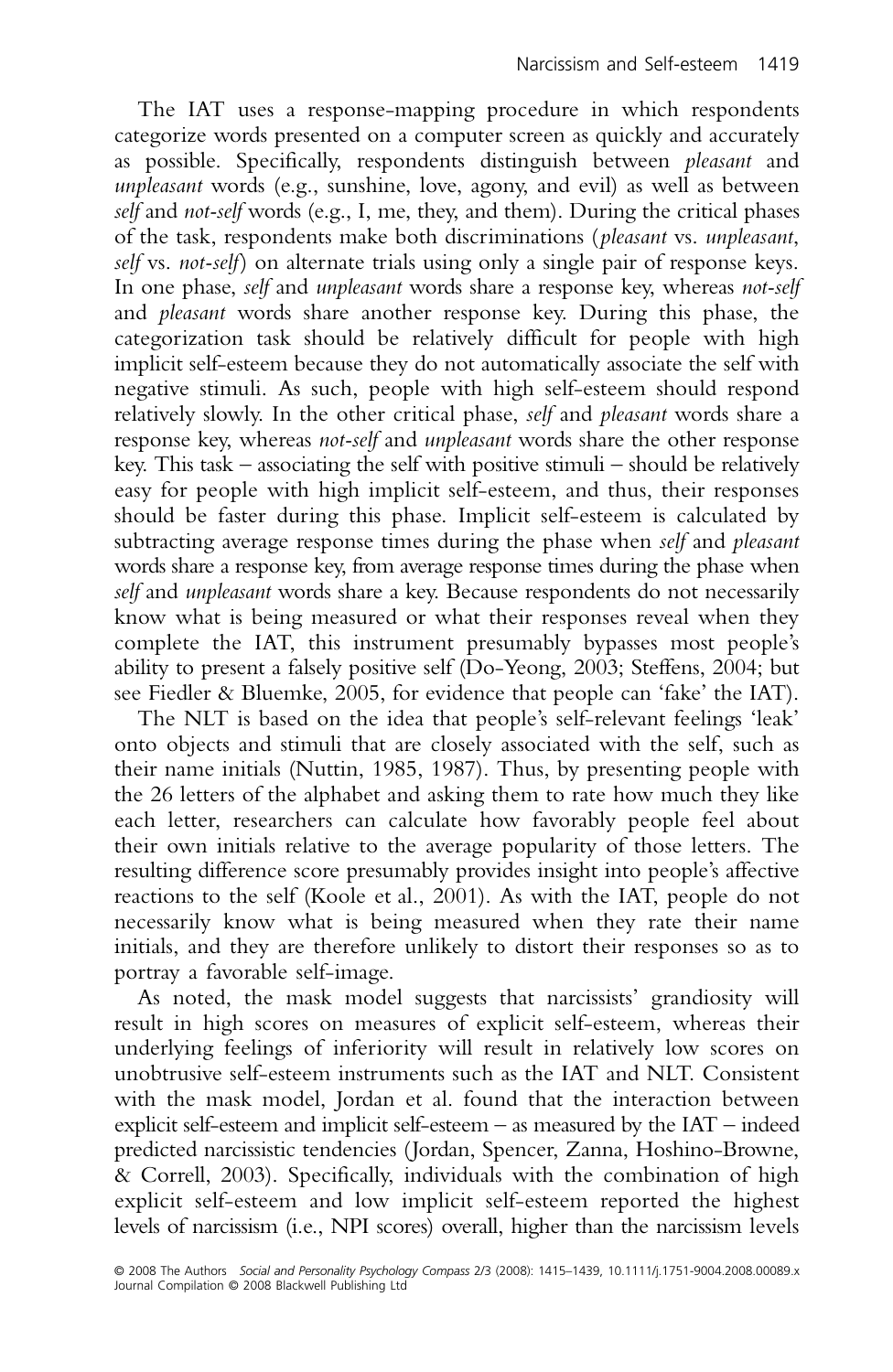The IAT uses a response-mapping procedure in which respondents categorize words presented on a computer screen as quickly and accurately as possible. Specifically, respondents distinguish between *pleasant* and *unpleasant* words (e.g., sunshine, love, agony, and evil) as well as between *self* and *not-self* words (e.g., I, me, they, and them). During the critical phases of the task, respondents make both discriminations (*pleasant* vs. *unpleasant*, *self* vs. *not-self*) on alternate trials using only a single pair of response keys. In one phase, *self* and *unpleasant* words share a response key, whereas *not-self* and *pleasant* words share another response key. During this phase, the categorization task should be relatively difficult for people with high implicit self-esteem because they do not automatically associate the self with negative stimuli. As such, people with high self-esteem should respond relatively slowly. In the other critical phase, *self* and *pleasant* words share a response key, whereas *not-self* and *unpleasant* words share the other response key. This task – associating the self with positive stimuli – should be relatively easy for people with high implicit self-esteem, and thus, their responses should be faster during this phase. Implicit self-esteem is calculated by subtracting average response times during the phase when *self* and *pleasant* words share a response key, from average response times during the phase when *self* and *unpleasant* words share a key. Because respondents do not necessarily know what is being measured or what their responses reveal when they complete the IAT, this instrument presumably bypasses most people's ability to present a falsely positive self (Do-Yeong, 2003; Steffens, 2004; but see Fiedler & Bluemke, 2005, for evidence that people can 'fake' the IAT).

The NLT is based on the idea that people's self-relevant feelings 'leak' onto objects and stimuli that are closely associated with the self, such as their name initials (Nuttin, 1985, 1987). Thus, by presenting people with the 26 letters of the alphabet and asking them to rate how much they like each letter, researchers can calculate how favorably people feel about their own initials relative to the average popularity of those letters. The resulting difference score presumably provides insight into people's affective reactions to the self (Koole et al., 2001). As with the IAT, people do not necessarily know what is being measured when they rate their name initials, and they are therefore unlikely to distort their responses so as to portray a favorable self-image.

As noted, the mask model suggests that narcissists' grandiosity will result in high scores on measures of explicit self-esteem, whereas their underlying feelings of inferiority will result in relatively low scores on unobtrusive self-esteem instruments such as the IAT and NLT. Consistent with the mask model, Jordan et al. found that the interaction between explicit self-esteem and implicit self-esteem – as measured by the IAT – indeed predicted narcissistic tendencies (Jordan, Spencer, Zanna, Hoshino-Browne, & Correll, 2003). Specifically, individuals with the combination of high explicit self-esteem and low implicit self-esteem reported the highest levels of narcissism (i.e., NPI scores) overall, higher than the narcissism levels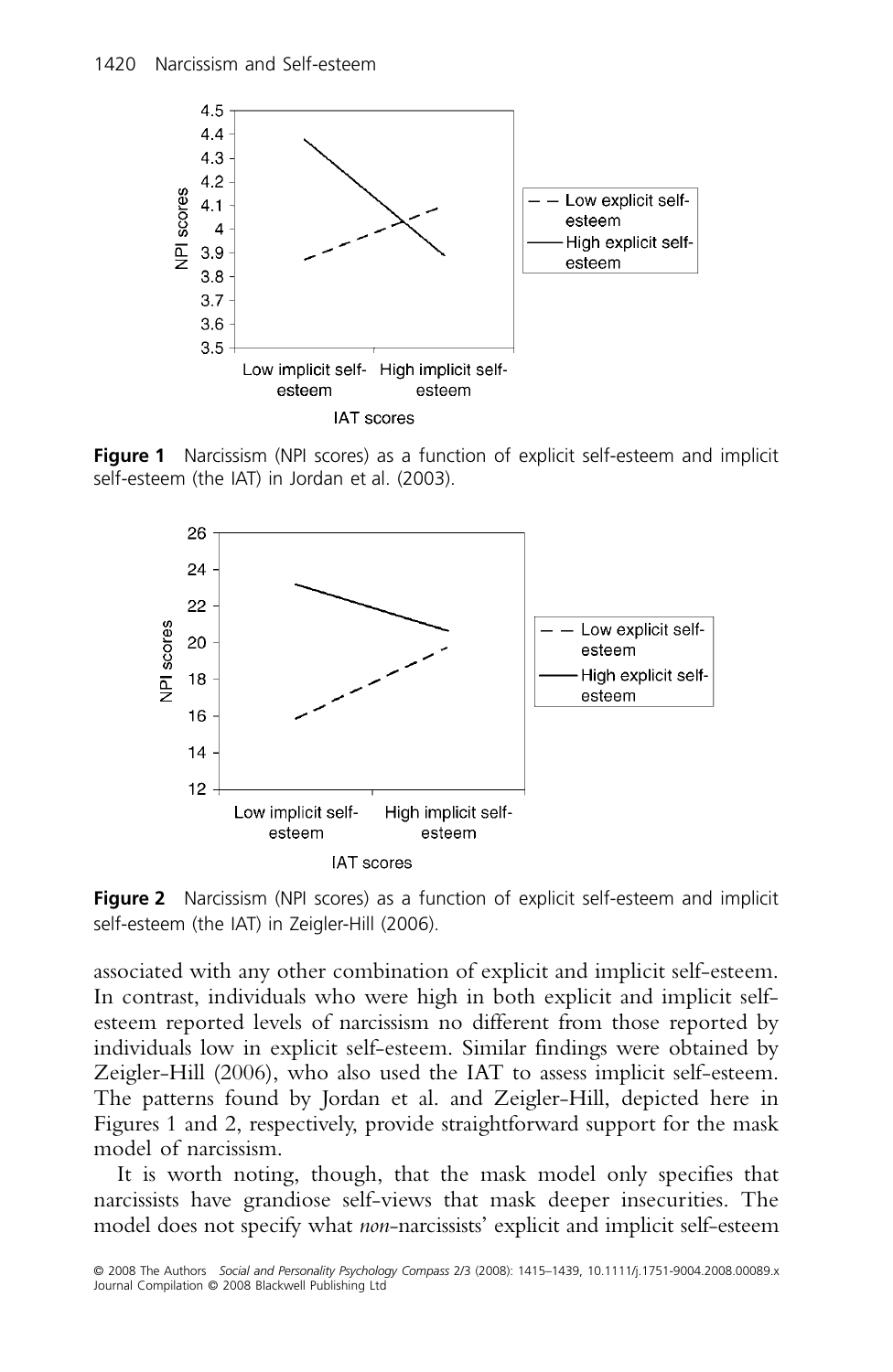**Figure 1** Narcissism (NPI scores) as a function of explicit self-esteem and implicit self-esteem (the IAT) in Jordan et al. (2003).

**Figure 2** Narcissism (NPI scores) as a function of explicit self-esteem and implicit self-esteem (the IAT) in Zeigler-Hill (2006).

associated with any other combination of explicit and implicit self-esteem. In contrast, individuals who were high in both explicit and implicit self-esteem reported levels of narcissism no different from those reported by individuals low in explicit self-esteem. Similar findings were obtained by Zeigler-Hill (2006), who also used the IAT to assess implicit self-esteem. The patterns found by Jordan et al. and Zeigler-Hill, depicted here in Figures 1 and 2, respectively, provide straightforward support for the mask model of narcissism.

It is worth noting, though, that the mask model only specifies that narcissists have grandiose self-views that mask deeper insecurities. The model does not specify what *non*-narcissists' explicit and implicit self-esteem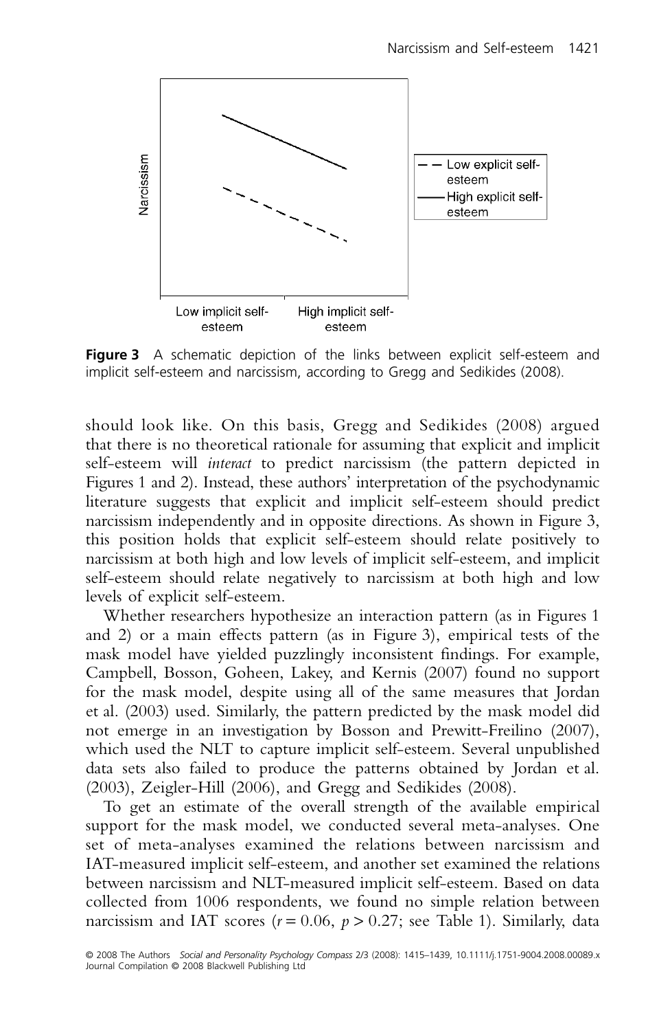**Figure 3** A schematic depiction of the links between explicit self-esteem and implicit self-esteem and narcissism, according to Gregg and Sedikides (2008).

should look like. On this basis, Gregg and Sedikides (2008) argued that there is no theoretical rationale for assuming that explicit and implicit self-esteem will *interact* to predict narcissism (the pattern depicted in Figures 1 and 2). Instead, these authors' interpretation of the psychodynamic literature suggests that explicit and implicit self-esteem should predict narcissism independently and in opposite directions. As shown in Figure 3, this position holds that explicit self-esteem should relate positively to narcissism at both high and low levels of implicit self-esteem, and implicit self-esteem should relate negatively to narcissism at both high and low levels of explicit self-esteem.

Whether researchers hypothesize an interaction pattern (as in Figures 1 and 2) or a main effects pattern (as in Figure 3), empirical tests of the mask model have yielded puzzlingly inconsistent findings. For example, Campbell, Bosson, Goheen, Lakey, and Kernis (2007) found no support for the mask model, despite using all of the same measures that Jordan et al. (2003) used. Similarly, the pattern predicted by the mask model did not emerge in an investigation by Bosson and Prewitt-Freilino (2007), which used the NLT to capture implicit self-esteem. Several unpublished data sets also failed to produce the patterns obtained by Jordan et al. (2003), Zeigler-Hill (2006), and Gregg and Sedikides (2008).

To get an estimate of the overall strength of the available empirical support for the mask model, we conducted several meta-analyses. One set of meta-analyses examined the relations between narcissism and IAT-measured implicit self-esteem, and another set examined the relations between narcissism and NLT-measured implicit self-esteem. Based on data collected from 1006 respondents, we found no simple relation between narcissism and IAT scores ($r = 0.06$, $p > 0.27$; see Table 1). Similarly, data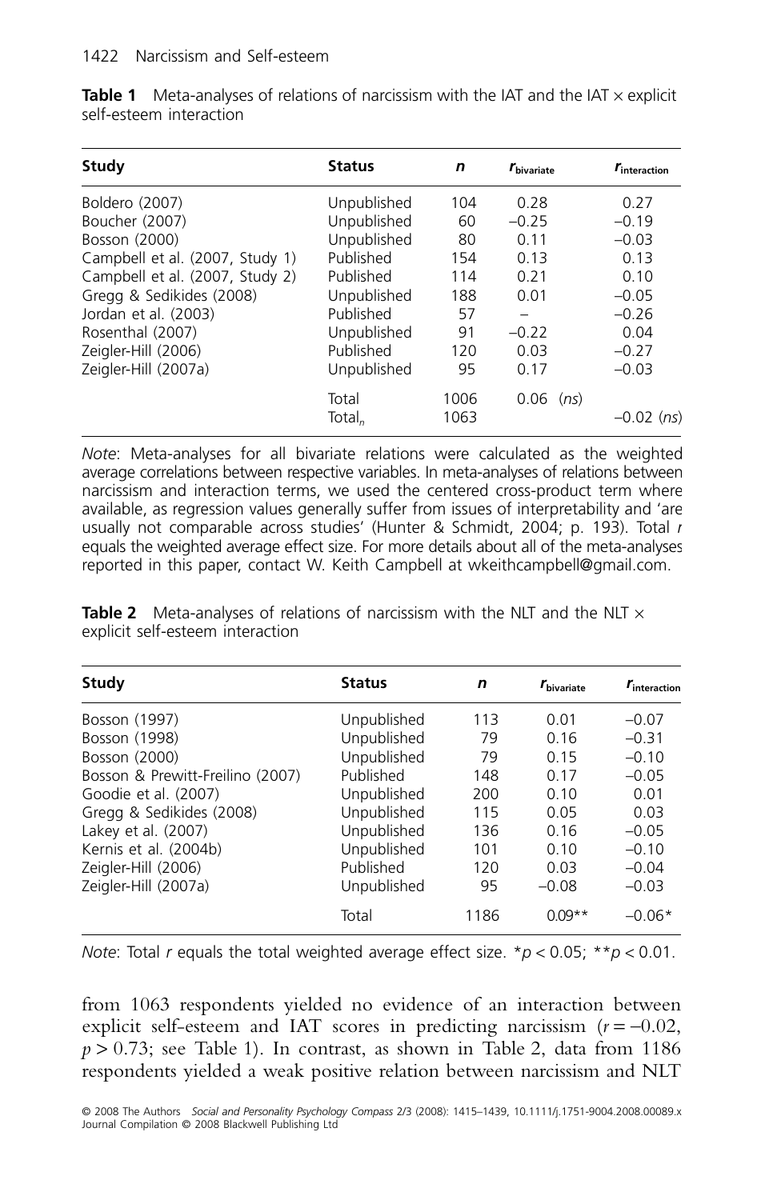**Table 1** Meta-analyses of relations of narcissism with the IAT and the IAT × explicit self-esteem interaction

| Study | Status | $n$ | $r_{\text{bivariate}}$ | $r_{\text{interaction}}$ |
|---|---|---|---|---|
| Boldero (2007) | Unpublished | 104 | 0.28 | 0.27 |
| Boucher (2007) | Unpublished | 60 | −0.25 | −0.19 |
| Bosson (2000) | Unpublished | 80 | 0.11 | −0.03 |
| Campbell et al. (2007, Study 1) | Published | 154 | 0.13 | 0.13 |
| Campbell et al. (2007, Study 2) | Published | 114 | 0.21 | 0.10 |
| Gregg & Sedikides (2008) | Unpublished | 188 | 0.01 | −0.05 |
| Jordan et al. (2003) | Published | 57 | – | −0.26 |
| Rosenthal (2007) | Unpublished | 91 | −0.22 | 0.04 |
| Zeigler-Hill (2006) | Published | 120 | 0.03 | −0.27 |
| Zeigler-Hill (2007a) | Unpublished | 95 | 0.17 | −0.03 |
| | Total | 1006 | 0.06 (*ns*) | |
| | $\text{Total}_n$ | 1063 | | −0.02 (*ns*) |

*Note*: Meta-analyses for all bivariate relations were calculated as the weighted average correlations between respective variables. In meta-analyses of relations between narcissism and interaction terms, we used the centered cross-product term where available, as regression values generally suffer from issues of interpretability and 'are usually not comparable across studies' (Hunter & Schmidt, 2004; p. 193). Total $r$ equals the weighted average effect size. For more details about all of the meta-analyses reported in this paper, contact W. Keith Campbell at wkeithcampbell@gmail.com.

**Table 2** Meta-analyses of relations of narcissism with the NLT and the NLT × explicit self-esteem interaction

| Study | Status | $n$ | $r_{\text{bivariate}}$ | $r_{\text{interaction}}$ |
|---|---|---|---|---|
| Bosson (1997) | Unpublished | 113 | 0.01 | −0.07 |
| Bosson (1998) | Unpublished | 79 | 0.16 | −0.31 |
| Bosson (2000) | Unpublished | 79 | 0.15 | −0.10 |
| Bosson & Prewitt-Freilino (2007) | Published | 148 | 0.17 | −0.05 |
| Goodie et al. (2007) | Unpublished | 200 | 0.10 | 0.01 |
| Gregg & Sedikides (2008) | Unpublished | 115 | 0.05 | 0.03 |
| Lakey et al. (2007) | Unpublished | 136 | 0.16 | −0.05 |
| Kernis et al. (2004b) | Unpublished | 101 | 0.10 | −0.10 |
| Zeigler-Hill (2006) | Published | 120 | 0.03 | −0.04 |
| Zeigler-Hill (2007a) | Unpublished | 95 | −0.08 | −0.03 |
| | Total | 1186 | 0.09** | −0.06* |

*Note*: Total $r$ equals the total weighted average effect size. *$p < 0.05$; **$p < 0.01$.

from 1063 respondents yielded no evidence of an interaction between explicit self-esteem and IAT scores in predicting narcissism ($r = -0.02$, $p > 0.73$; see Table 1). In contrast, as shown in Table 2, data from 1186 respondents yielded a weak positive relation between narcissism and NLT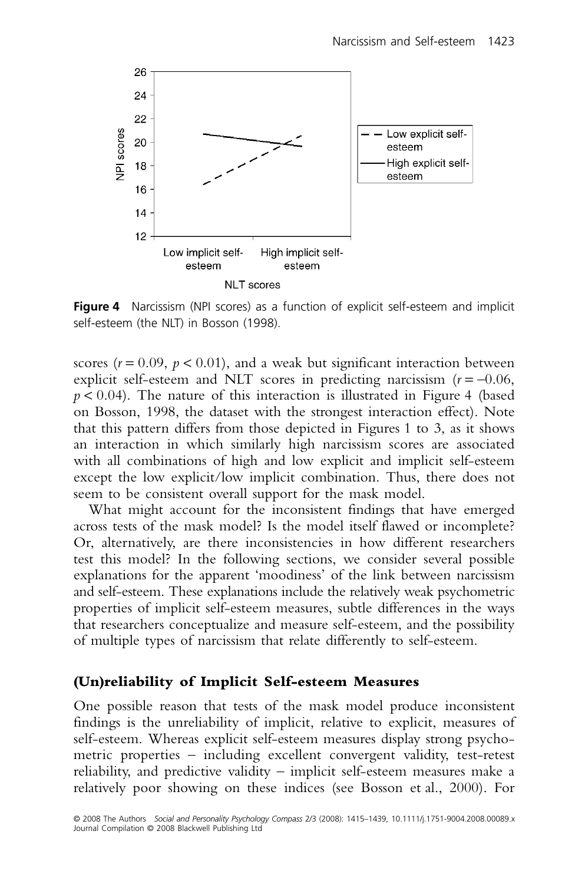**Figure 4** Narcissism (NPI scores) as a function of explicit self-esteem and implicit self-esteem (the NLT) in Bosson (1998).

scores ($r = 0.09$, $p < 0.01$), and a weak but significant interaction between explicit self-esteem and NLT scores in predicting narcissism ($r = -0.06$, $p < 0.04$). The nature of this interaction is illustrated in Figure 4 (based on Bosson, 1998, the dataset with the strongest interaction effect). Note that this pattern differs from those depicted in Figures 1 to 3, as it shows an interaction in which similarly high narcissism scores are associated with all combinations of high and low explicit and implicit self-esteem except the low explicit/low implicit combination. Thus, there does not seem to be consistent overall support for the mask model.

What might account for the inconsistent findings that have emerged across tests of the mask model? Is the model itself flawed or incomplete? Or, alternatively, are there inconsistencies in how different researchers test this model? In the following sections, we consider several possible explanations for the apparent 'moodiness' of the link between narcissism and self-esteem. These explanations include the relatively weak psychometric properties of implicit self-esteem measures, subtle differences in the ways that researchers conceptualize and measure self-esteem, and the possibility of multiple types of narcissism that relate differently to self-esteem.

## (Un)reliability of Implicit Self-esteem Measures

One possible reason that tests of the mask model produce inconsistent findings is the unreliability of implicit, relative to explicit, measures of self-esteem. Whereas explicit self-esteem measures display strong psychometric properties – including excellent convergent validity, test-retest reliability, and predictive validity – implicit self-esteem measures make a relatively poor showing on these indices (see Bosson et al., 2000). For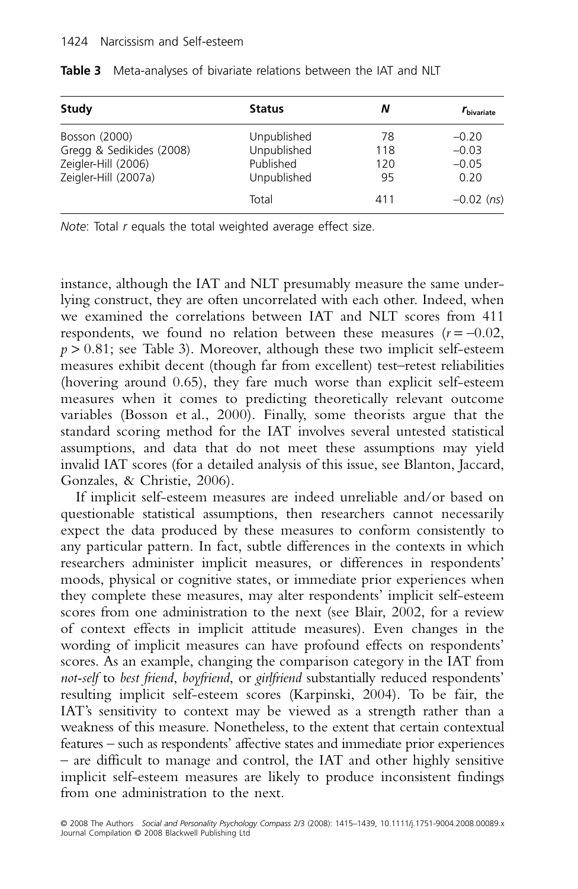**Table 3** Meta-analyses of bivariate relations between the IAT and NLT

| Study | Status | *N* | $r_{bivariate}$ |
|---|---|---|---|
| Bosson (2000) | Unpublished | 78 | −0.20 |
| Gregg & Sedikides (2008) | Unpublished | 118 | −0.03 |
| Zeigler-Hill (2006) | Published | 120 | −0.05 |
| Zeigler-Hill (2007a) | Unpublished | 95 | 0.20 |
| | Total | 411 | −0.02 (*ns*) |

*Note*: Total *r* equals the total weighted average effect size.

instance, although the IAT and NLT presumably measure the same underlying construct, they are often uncorrelated with each other. Indeed, when we examined the correlations between IAT and NLT scores from 411 respondents, we found no relation between these measures ($r = -0.02$, $p > 0.81$; see Table 3). Moreover, although these two implicit self-esteem measures exhibit decent (though far from excellent) test–retest reliabilities (hovering around 0.65), they fare much worse than explicit self-esteem measures when it comes to predicting theoretically relevant outcome variables (Bosson et al., 2000). Finally, some theorists argue that the standard scoring method for the IAT involves several untested statistical assumptions, and data that do not meet these assumptions may yield invalid IAT scores (for a detailed analysis of this issue, see Blanton, Jaccard, Gonzales, & Christie, 2006).

If implicit self-esteem measures are indeed unreliable and/or based on questionable statistical assumptions, then researchers cannot necessarily expect the data produced by these measures to conform consistently to any particular pattern. In fact, subtle differences in the contexts in which researchers administer implicit measures, or differences in respondents' moods, physical or cognitive states, or immediate prior experiences when they complete these measures, may alter respondents' implicit self-esteem scores from one administration to the next (see Blair, 2002, for a review of context effects in implicit attitude measures). Even changes in the wording of implicit measures can have profound effects on respondents' scores. As an example, changing the comparison category in the IAT from *not-self* to *best friend*, *boyfriend*, or *girlfriend* substantially reduced respondents' resulting implicit self-esteem scores (Karpinski, 2004). To be fair, the IAT's sensitivity to context may be viewed as a strength rather than a weakness of this measure. Nonetheless, to the extent that certain contextual features – such as respondents' affective states and immediate prior experiences – are difficult to manage and control, the IAT and other highly sensitive implicit self-esteem measures are likely to produce inconsistent findings from one administration to the next.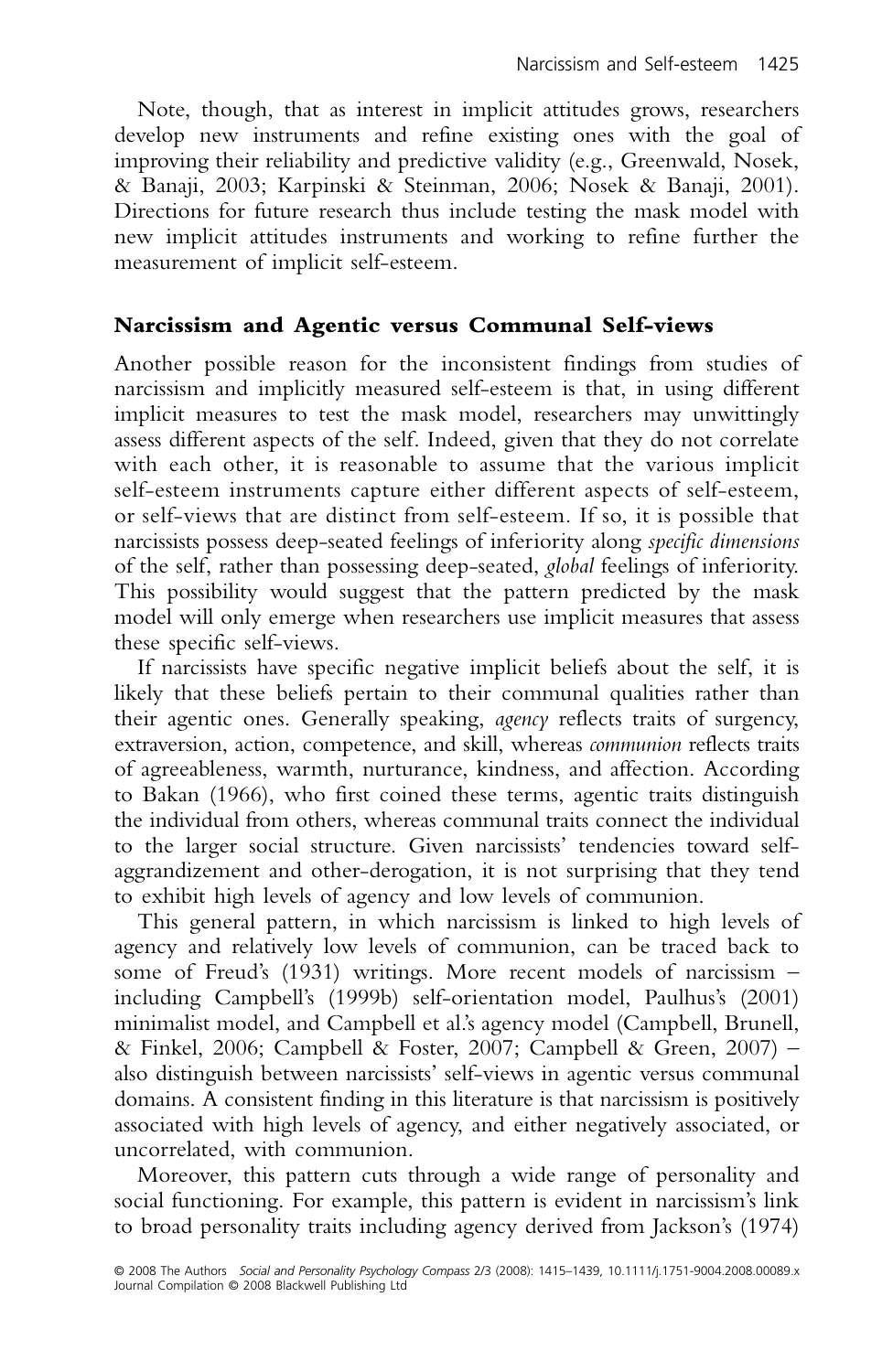Note, though, that as interest in implicit attitudes grows, researchers develop new instruments and refine existing ones with the goal of improving their reliability and predictive validity (e.g., Greenwald, Nosek, & Banaji, 2003; Karpinski & Steinman, 2006; Nosek & Banaji, 2001). Directions for future research thus include testing the mask model with new implicit attitudes instruments and working to refine further the measurement of implicit self-esteem.

## Narcissism and Agentic versus Communal Self-views

Another possible reason for the inconsistent findings from studies of narcissism and implicitly measured self-esteem is that, in using different implicit measures to test the mask model, researchers may unwittingly assess different aspects of the self. Indeed, given that they do not correlate with each other, it is reasonable to assume that the various implicit self-esteem instruments capture either different aspects of self-esteem, or self-views that are distinct from self-esteem. If so, it is possible that narcissists possess deep-seated feelings of inferiority along *specific dimensions* of the self, rather than possessing deep-seated, *global* feelings of inferiority. This possibility would suggest that the pattern predicted by the mask model will only emerge when researchers use implicit measures that assess these specific self-views.

If narcissists have specific negative implicit beliefs about the self, it is likely that these beliefs pertain to their communal qualities rather than their agentic ones. Generally speaking, *agency* reflects traits of surgency, extraversion, action, competence, and skill, whereas *communion* reflects traits of agreeableness, warmth, nurturance, kindness, and affection. According to Bakan (1966), who first coined these terms, agentic traits distinguish the individual from others, whereas communal traits connect the individual to the larger social structure. Given narcissists' tendencies toward self-aggrandizement and other-derogation, it is not surprising that they tend to exhibit high levels of agency and low levels of communion.

This general pattern, in which narcissism is linked to high levels of agency and relatively low levels of communion, can be traced back to some of Freud's (1931) writings. More recent models of narcissism – including Campbell's (1999b) self-orientation model, Paulhus's (2001) minimalist model, and Campbell et al.'s agency model (Campbell, Brunell, & Finkel, 2006; Campbell & Foster, 2007; Campbell & Green, 2007) – also distinguish between narcissists' self-views in agentic versus communal domains. A consistent finding in this literature is that narcissism is positively associated with high levels of agency, and either negatively associated, or uncorrelated, with communion.

Moreover, this pattern cuts through a wide range of personality and social functioning. For example, this pattern is evident in narcissism's link to broad personality traits including agency derived from Jackson's (1974)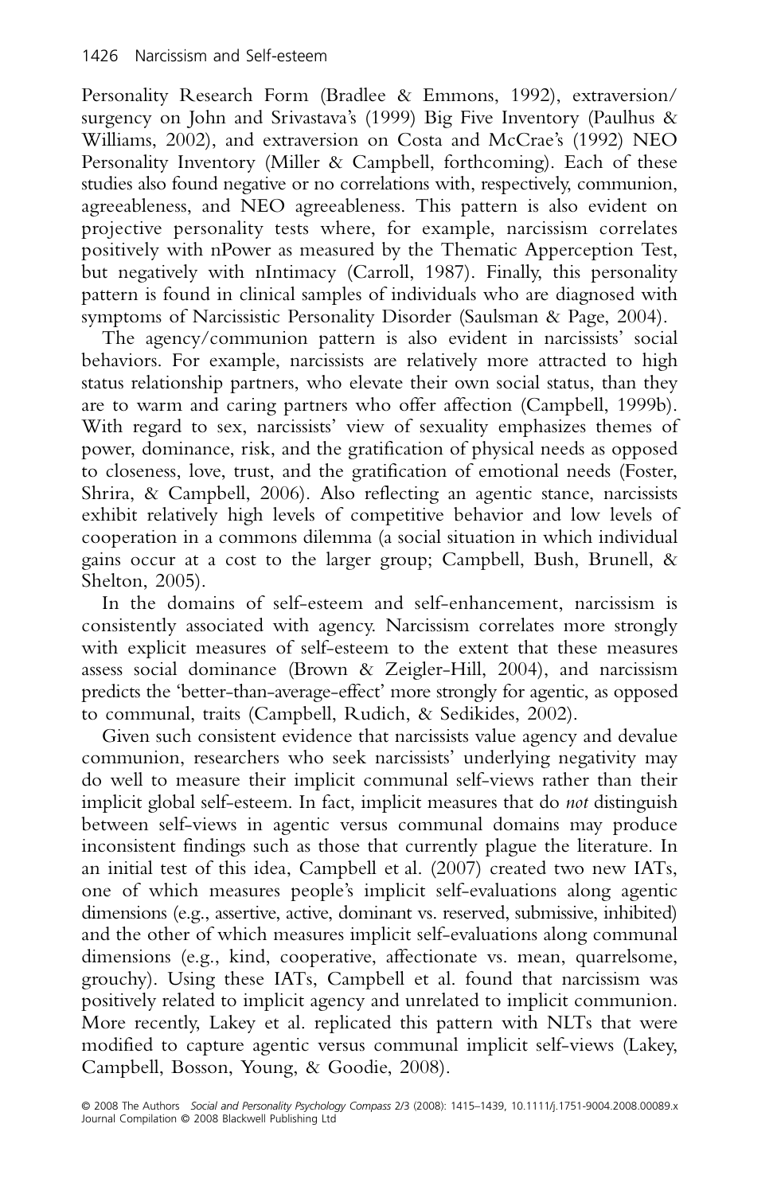Personality Research Form (Bradlee & Emmons, 1992), extraversion/surgency on John and Srivastava's (1999) Big Five Inventory (Paulhus & Williams, 2002), and extraversion on Costa and McCrae's (1992) NEO Personality Inventory (Miller & Campbell, forthcoming). Each of these studies also found negative or no correlations with, respectively, communion, agreeableness, and NEO agreeableness. This pattern is also evident on projective personality tests where, for example, narcissism correlates positively with nPower as measured by the Thematic Apperception Test, but negatively with nIntimacy (Carroll, 1987). Finally, this personality pattern is found in clinical samples of individuals who are diagnosed with symptoms of Narcissistic Personality Disorder (Saulsman & Page, 2004).

The agency/communion pattern is also evident in narcissists' social behaviors. For example, narcissists are relatively more attracted to high status relationship partners, who elevate their own social status, than they are to warm and caring partners who offer affection (Campbell, 1999b). With regard to sex, narcissists' view of sexuality emphasizes themes of power, dominance, risk, and the gratification of physical needs as opposed to closeness, love, trust, and the gratification of emotional needs (Foster, Shrira, & Campbell, 2006). Also reflecting an agentic stance, narcissists exhibit relatively high levels of competitive behavior and low levels of cooperation in a commons dilemma (a social situation in which individual gains occur at a cost to the larger group; Campbell, Bush, Brunell, & Shelton, 2005).

In the domains of self-esteem and self-enhancement, narcissism is consistently associated with agency. Narcissism correlates more strongly with explicit measures of self-esteem to the extent that these measures assess social dominance (Brown & Zeigler-Hill, 2004), and narcissism predicts the 'better-than-average-effect' more strongly for agentic, as opposed to communal, traits (Campbell, Rudich, & Sedikides, 2002).

Given such consistent evidence that narcissists value agency and devalue communion, researchers who seek narcissists' underlying negativity may do well to measure their implicit communal self-views rather than their implicit global self-esteem. In fact, implicit measures that do *not* distinguish between self-views in agentic versus communal domains may produce inconsistent findings such as those that currently plague the literature. In an initial test of this idea, Campbell et al. (2007) created two new IATs, one of which measures people's implicit self-evaluations along agentic dimensions (e.g., assertive, active, dominant vs. reserved, submissive, inhibited) and the other of which measures implicit self-evaluations along communal dimensions (e.g., kind, cooperative, affectionate vs. mean, quarrelsome, grouchy). Using these IATs, Campbell et al. found that narcissism was positively related to implicit agency and unrelated to implicit communion. More recently, Lakey et al. replicated this pattern with NLTs that were modified to capture agentic versus communal implicit self-views (Lakey, Campbell, Bosson, Young, & Goodie, 2008).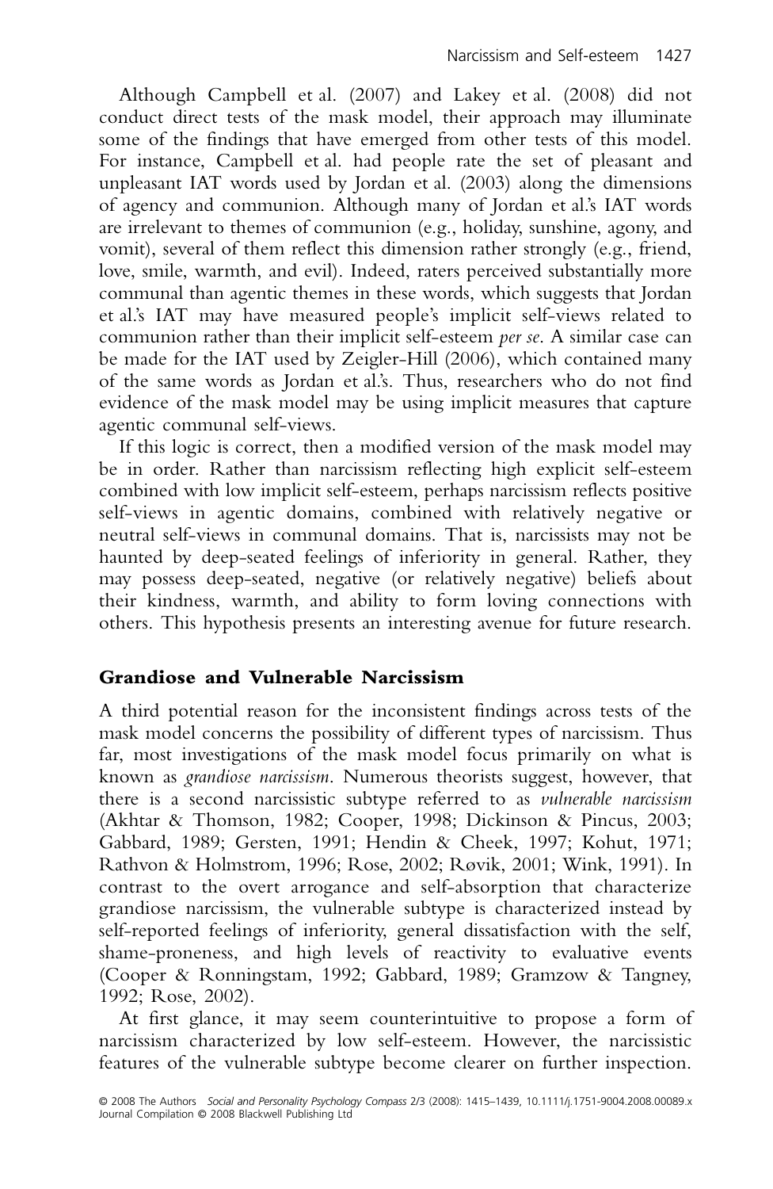Although Campbell et al. (2007) and Lakey et al. (2008) did not conduct direct tests of the mask model, their approach may illuminate some of the findings that have emerged from other tests of this model. For instance, Campbell et al. had people rate the set of pleasant and unpleasant IAT words used by Jordan et al. (2003) along the dimensions of agency and communion. Although many of Jordan et al.'s IAT words are irrelevant to themes of communion (e.g., holiday, sunshine, agony, and vomit), several of them reflect this dimension rather strongly (e.g., friend, love, smile, warmth, and evil). Indeed, raters perceived substantially more communal than agentic themes in these words, which suggests that Jordan et al.'s IAT may have measured people's implicit self-views related to communion rather than their implicit self-esteem *per se*. A similar case can be made for the IAT used by Zeigler-Hill (2006), which contained many of the same words as Jordan et al.'s. Thus, researchers who do not find evidence of the mask model may be using implicit measures that capture agentic communal self-views.

If this logic is correct, then a modified version of the mask model may be in order. Rather than narcissism reflecting high explicit self-esteem combined with low implicit self-esteem, perhaps narcissism reflects positive self-views in agentic domains, combined with relatively negative or neutral self-views in communal domains. That is, narcissists may not be haunted by deep-seated feelings of inferiority in general. Rather, they may possess deep-seated, negative (or relatively negative) beliefs about their kindness, warmth, and ability to form loving connections with others. This hypothesis presents an interesting avenue for future research.

## Grandiose and Vulnerable Narcissism

A third potential reason for the inconsistent findings across tests of the mask model concerns the possibility of different types of narcissism. Thus far, most investigations of the mask model focus primarily on what is known as *grandiose narcissism*. Numerous theorists suggest, however, that there is a second narcissistic subtype referred to as *vulnerable narcissism* (Akhtar & Thomson, 1982; Cooper, 1998; Dickinson & Pincus, 2003; Gabbard, 1989; Gersten, 1991; Hendin & Cheek, 1997; Kohut, 1971; Rathvon & Holmstrom, 1996; Rose, 2002; Røvik, 2001; Wink, 1991). In contrast to the overt arrogance and self-absorption that characterize grandiose narcissism, the vulnerable subtype is characterized instead by self-reported feelings of inferiority, general dissatisfaction with the self, shame-proneness, and high levels of reactivity to evaluative events (Cooper & Ronningstam, 1992; Gabbard, 1989; Gramzow & Tangney, 1992; Rose, 2002).

At first glance, it may seem counterintuitive to propose a form of narcissism characterized by low self-esteem. However, the narcissistic features of the vulnerable subtype become clearer on further inspection.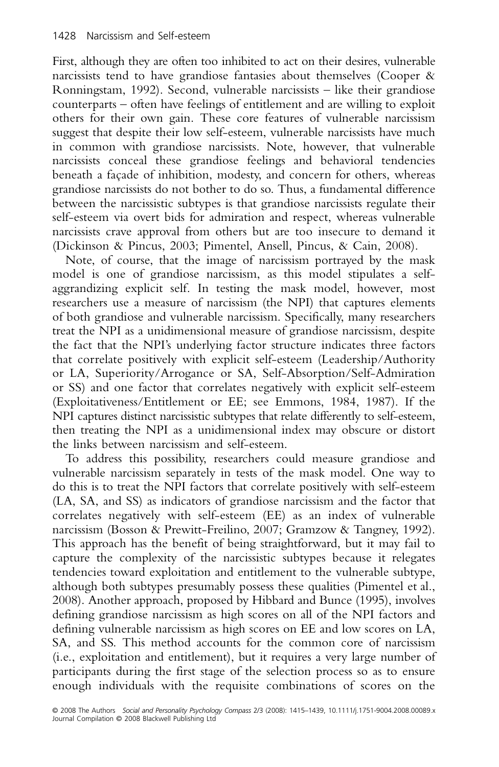First, although they are often too inhibited to act on their desires, vulnerable narcissists tend to have grandiose fantasies about themselves (Cooper & Ronningstam, 1992). Second, vulnerable narcissists – like their grandiose counterparts – often have feelings of entitlement and are willing to exploit others for their own gain. These core features of vulnerable narcissism suggest that despite their low self-esteem, vulnerable narcissists have much in common with grandiose narcissists. Note, however, that vulnerable narcissists conceal these grandiose feelings and behavioral tendencies beneath a façade of inhibition, modesty, and concern for others, whereas grandiose narcissists do not bother to do so. Thus, a fundamental difference between the narcissistic subtypes is that grandiose narcissists regulate their self-esteem via overt bids for admiration and respect, whereas vulnerable narcissists crave approval from others but are too insecure to demand it (Dickinson & Pincus, 2003; Pimentel, Ansell, Pincus, & Cain, 2008).

Note, of course, that the image of narcissism portrayed by the mask model is one of grandiose narcissism, as this model stipulates a self-aggrandizing explicit self. In testing the mask model, however, most researchers use a measure of narcissism (the NPI) that captures elements of both grandiose and vulnerable narcissism. Specifically, many researchers treat the NPI as a unidimensional measure of grandiose narcissism, despite the fact that the NPI's underlying factor structure indicates three factors that correlate positively with explicit self-esteem (Leadership/Authority or LA, Superiority/Arrogance or SA, Self-Absorption/Self-Admiration or SS) and one factor that correlates negatively with explicit self-esteem (Exploitativeness/Entitlement or EE; see Emmons, 1984, 1987). If the NPI captures distinct narcissistic subtypes that relate differently to self-esteem, then treating the NPI as a unidimensional index may obscure or distort the links between narcissism and self-esteem.

To address this possibility, researchers could measure grandiose and vulnerable narcissism separately in tests of the mask model. One way to do this is to treat the NPI factors that correlate positively with self-esteem (LA, SA, and SS) as indicators of grandiose narcissism and the factor that correlates negatively with self-esteem (EE) as an index of vulnerable narcissism (Bosson & Prewitt-Freilino, 2007; Gramzow & Tangney, 1992). This approach has the benefit of being straightforward, but it may fail to capture the complexity of the narcissistic subtypes because it relegates tendencies toward exploitation and entitlement to the vulnerable subtype, although both subtypes presumably possess these qualities (Pimentel et al., 2008). Another approach, proposed by Hibbard and Bunce (1995), involves defining grandiose narcissism as high scores on all of the NPI factors and defining vulnerable narcissism as high scores on EE and low scores on LA, SA, and SS. This method accounts for the common core of narcissism (i.e., exploitation and entitlement), but it requires a very large number of participants during the first stage of the selection process so as to ensure enough individuals with the requisite combinations of scores on the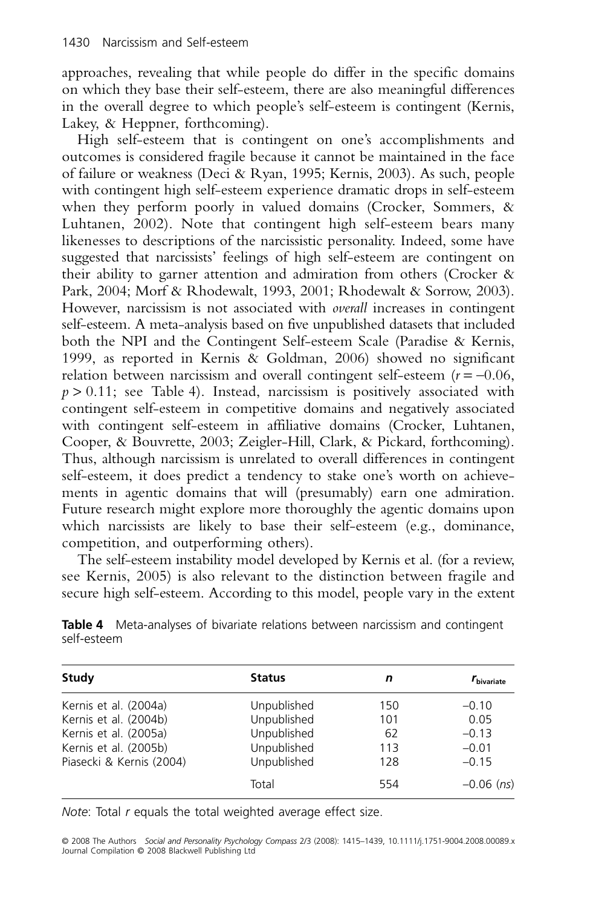approaches, revealing that while people do differ in the specific domains on which they base their self-esteem, there are also meaningful differences in the overall degree to which people's self-esteem is contingent (Kernis, Lakey, & Heppner, forthcoming).

High self-esteem that is contingent on one's accomplishments and outcomes is considered fragile because it cannot be maintained in the face of failure or weakness (Deci & Ryan, 1995; Kernis, 2003). As such, people with contingent high self-esteem experience dramatic drops in self-esteem when they perform poorly in valued domains (Crocker, Sommers, & Luhtanen, 2002). Note that contingent high self-esteem bears many likenesses to descriptions of the narcissistic personality. Indeed, some have suggested that narcissists' feelings of high self-esteem are contingent on their ability to garner attention and admiration from others (Crocker & Park, 2004; Morf & Rhodewalt, 1993, 2001; Rhodewalt & Sorrow, 2003). However, narcissism is not associated with *overall* increases in contingent self-esteem. A meta-analysis based on five unpublished datasets that included both the NPI and the Contingent Self-esteem Scale (Paradise & Kernis, 1999, as reported in Kernis & Goldman, 2006) showed no significant relation between narcissism and overall contingent self-esteem ($r = -0.06$, $p > 0.11$; see Table 4). Instead, narcissism is positively associated with contingent self-esteem in competitive domains and negatively associated with contingent self-esteem in affiliative domains (Crocker, Luhtanen, Cooper, & Bouvrette, 2003; Zeigler-Hill, Clark, & Pickard, forthcoming). Thus, although narcissism is unrelated to overall differences in contingent self-esteem, it does predict a tendency to stake one's worth on achievements in agentic domains that will (presumably) earn one admiration. Future research might explore more thoroughly the agentic domains upon which narcissists are likely to base their self-esteem (e.g., dominance, competition, and outperforming others).

The self-esteem instability model developed by Kernis et al. (for a review, see Kernis, 2005) is also relevant to the distinction between fragile and secure high self-esteem. According to this model, people vary in the extent

**Table 4** Meta-analyses of bivariate relations between narcissism and contingent self-esteem

| Study | Status | *n* | $r_{\text{bivariate}}$ |
|---|---|---|---|
| Kernis et al. (2004a) | Unpublished | 150 | –0.10 |
| Kernis et al. (2004b) | Unpublished | 101 | 0.05 |
| Kernis et al. (2005a) | Unpublished | 62 | –0.13 |
| Kernis et al. (2005b) | Unpublished | 113 | –0.01 |
| Piasecki & Kernis (2004) | Unpublished | 128 | –0.15 |
| | Total | 554 | –0.06 (*ns*) |

*Note*: Total *r* equals the total weighted average effect size.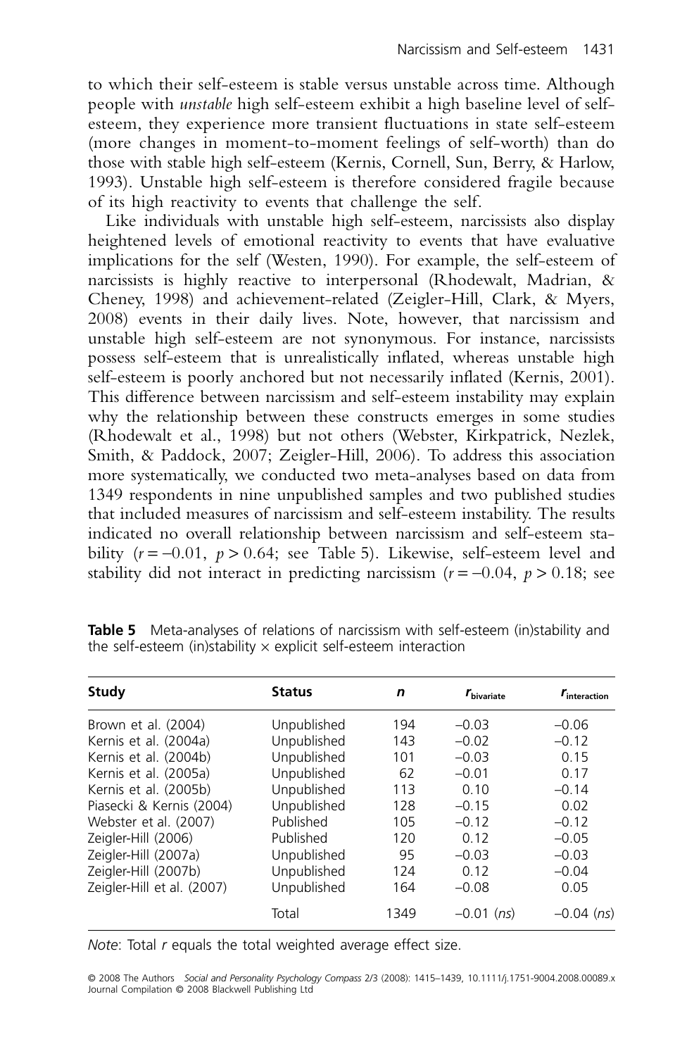to which their self-esteem is stable versus unstable across time. Although people with *unstable* high self-esteem exhibit a high baseline level of self-esteem, they experience more transient fluctuations in state self-esteem (more changes in moment-to-moment feelings of self-worth) than do those with stable high self-esteem (Kernis, Cornell, Sun, Berry, & Harlow, 1993). Unstable high self-esteem is therefore considered fragile because of its high reactivity to events that challenge the self.

Like individuals with unstable high self-esteem, narcissists also display heightened levels of emotional reactivity to events that have evaluative implications for the self (Westen, 1990). For example, the self-esteem of narcissists is highly reactive to interpersonal (Rhodewalt, Madrian, & Cheney, 1998) and achievement-related (Zeigler-Hill, Clark, & Myers, 2008) events in their daily lives. Note, however, that narcissism and unstable high self-esteem are not synonymous. For instance, narcissists possess self-esteem that is unrealistically inflated, whereas unstable high self-esteem is poorly anchored but not necessarily inflated (Kernis, 2001). This difference between narcissism and self-esteem instability may explain why the relationship between these constructs emerges in some studies (Rhodewalt et al., 1998) but not others (Webster, Kirkpatrick, Nezlek, Smith, & Paddock, 2007; Zeigler-Hill, 2006). To address this association more systematically, we conducted two meta-analyses based on data from 1349 respondents in nine unpublished samples and two published studies that included measures of narcissism and self-esteem instability. The results indicated no overall relationship between narcissism and self-esteem stability ($r = -0.01$, $p > 0.64$; see Table 5). Likewise, self-esteem level and stability did not interact in predicting narcissism ($r = -0.04$, $p > 0.18$; see

**Table 5** Meta-analyses of relations of narcissism with self-esteem (in)stability and the self-esteem (in)stability × explicit self-esteem interaction

| Study | Status | $n$ | $r_{\text{bivariate}}$ | $r_{\text{interaction}}$ |
|---|---|---|---|---|
| Brown et al. (2004) | Unpublished | 194 | −0.03 | −0.06 |
| Kernis et al. (2004a) | Unpublished | 143 | −0.02 | −0.12 |
| Kernis et al. (2004b) | Unpublished | 101 | −0.03 | 0.15 |
| Kernis et al. (2005a) | Unpublished | 62 | −0.01 | 0.17 |
| Kernis et al. (2005b) | Unpublished | 113 | 0.10 | −0.14 |
| Piasecki & Kernis (2004) | Unpublished | 128 | −0.15 | 0.02 |
| Webster et al. (2007) | Published | 105 | −0.12 | −0.12 |
| Zeigler-Hill (2006) | Published | 120 | 0.12 | −0.05 |
| Zeigler-Hill (2007a) | Unpublished | 95 | −0.03 | −0.03 |
| Zeigler-Hill (2007b) | Unpublished | 124 | 0.12 | −0.04 |
| Zeigler-Hill et al. (2007) | Unpublished | 164 | −0.08 | 0.05 |
| | Total | 1349 | −0.01 (*ns*) | −0.04 (*ns*) |

*Note*: Total *r* equals the total weighted average effect size.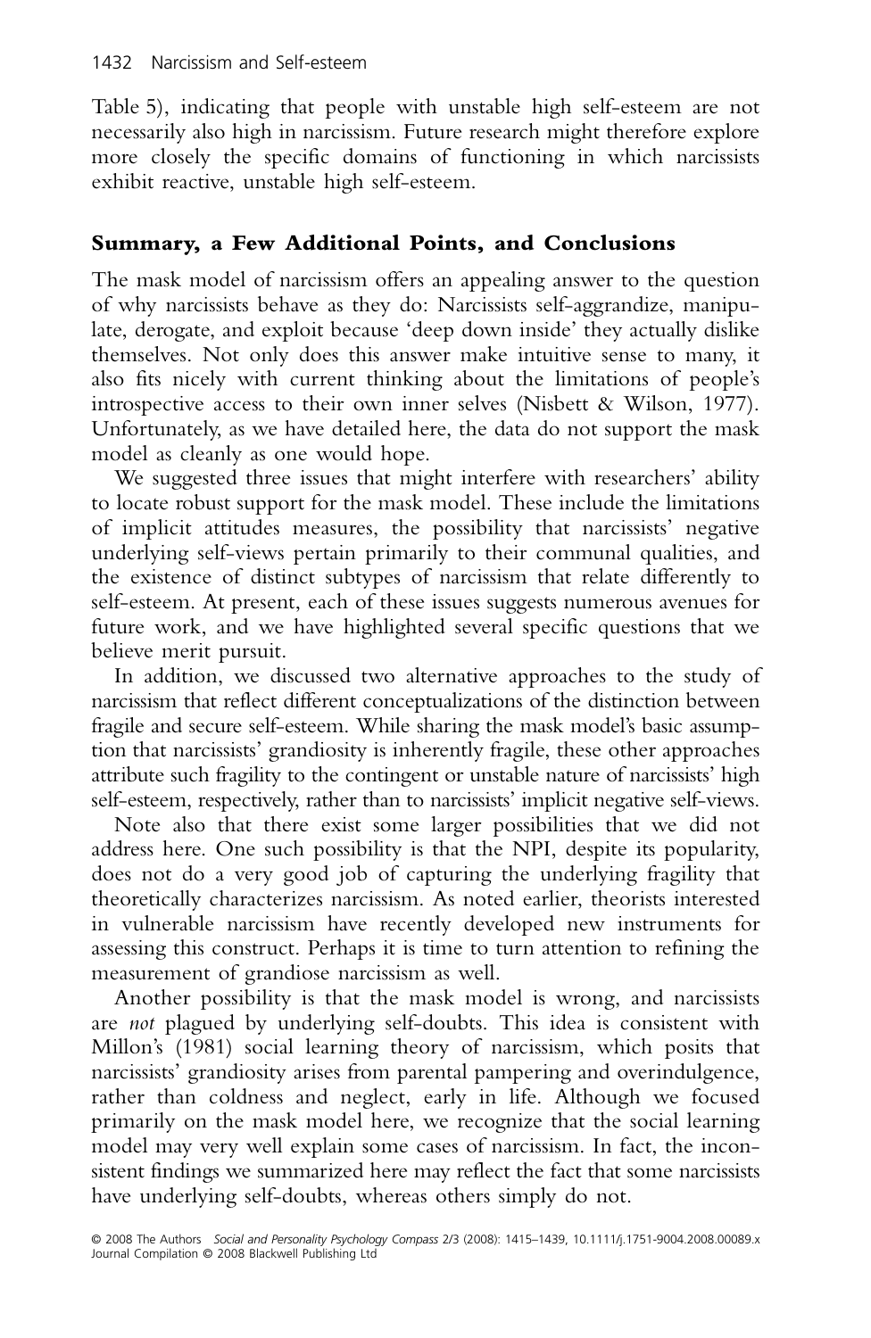Table 5), indicating that people with unstable high self-esteem are not necessarily also high in narcissism. Future research might therefore explore more closely the specific domains of functioning in which narcissists exhibit reactive, unstable high self-esteem.

## Summary, a Few Additional Points, and Conclusions

The mask model of narcissism offers an appealing answer to the question of why narcissists behave as they do: Narcissists self-aggrandize, manipulate, derogate, and exploit because 'deep down inside' they actually dislike themselves. Not only does this answer make intuitive sense to many, it also fits nicely with current thinking about the limitations of people's introspective access to their own inner selves (Nisbett & Wilson, 1977). Unfortunately, as we have detailed here, the data do not support the mask model as cleanly as one would hope.

We suggested three issues that might interfere with researchers' ability to locate robust support for the mask model. These include the limitations of implicit attitudes measures, the possibility that narcissists' negative underlying self-views pertain primarily to their communal qualities, and the existence of distinct subtypes of narcissism that relate differently to self-esteem. At present, each of these issues suggests numerous avenues for future work, and we have highlighted several specific questions that we believe merit pursuit.

In addition, we discussed two alternative approaches to the study of narcissism that reflect different conceptualizations of the distinction between fragile and secure self-esteem. While sharing the mask model's basic assumption that narcissists' grandiosity is inherently fragile, these other approaches attribute such fragility to the contingent or unstable nature of narcissists' high self-esteem, respectively, rather than to narcissists' implicit negative self-views.

Note also that there exist some larger possibilities that we did not address here. One such possibility is that the NPI, despite its popularity, does not do a very good job of capturing the underlying fragility that theoretically characterizes narcissism. As noted earlier, theorists interested in vulnerable narcissism have recently developed new instruments for assessing this construct. Perhaps it is time to turn attention to refining the measurement of grandiose narcissism as well.

Another possibility is that the mask model is wrong, and narcissists are *not* plagued by underlying self-doubts. This idea is consistent with Millon's (1981) social learning theory of narcissism, which posits that narcissists' grandiosity arises from parental pampering and overindulgence, rather than coldness and neglect, early in life. Although we focused primarily on the mask model here, we recognize that the social learning model may very well explain some cases of narcissism. In fact, the inconsistent findings we summarized here may reflect the fact that some narcissists have underlying self-doubts, whereas others simply do not.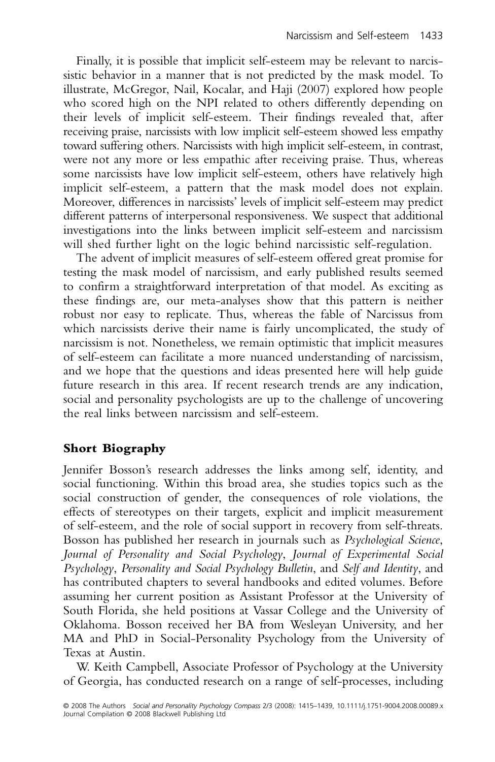Finally, it is possible that implicit self-esteem may be relevant to narcissistic behavior in a manner that is not predicted by the mask model. To illustrate, McGregor, Nail, Kocalar, and Haji (2007) explored how people who scored high on the NPI related to others differently depending on their levels of implicit self-esteem. Their findings revealed that, after receiving praise, narcissists with low implicit self-esteem showed less empathy toward suffering others. Narcissists with high implicit self-esteem, in contrast, were not any more or less empathic after receiving praise. Thus, whereas some narcissists have low implicit self-esteem, others have relatively high implicit self-esteem, a pattern that the mask model does not explain. Moreover, differences in narcissists' levels of implicit self-esteem may predict different patterns of interpersonal responsiveness. We suspect that additional investigations into the links between implicit self-esteem and narcissism will shed further light on the logic behind narcissistic self-regulation.

The advent of implicit measures of self-esteem offered great promise for testing the mask model of narcissism, and early published results seemed to confirm a straightforward interpretation of that model. As exciting as these findings are, our meta-analyses show that this pattern is neither robust nor easy to replicate. Thus, whereas the fable of Narcissus from which narcissists derive their name is fairly uncomplicated, the study of narcissism is not. Nonetheless, we remain optimistic that implicit measures of self-esteem can facilitate a more nuanced understanding of narcissism, and we hope that the questions and ideas presented here will help guide future research in this area. If recent research trends are any indication, social and personality psychologists are up to the challenge of uncovering the real links between narcissism and self-esteem.

## Short Biography

Jennifer Bosson's research addresses the links among self, identity, and social functioning. Within this broad area, she studies topics such as the social construction of gender, the consequences of role violations, the effects of stereotypes on their targets, explicit and implicit measurement of self-esteem, and the role of social support in recovery from self-threats. Bosson has published her research in journals such as *Psychological Science*, *Journal of Personality and Social Psychology*, *Journal of Experimental Social Psychology*, *Personality and Social Psychology Bulletin*, and *Self and Identity*, and has contributed chapters to several handbooks and edited volumes. Before assuming her current position as Assistant Professor at the University of South Florida, she held positions at Vassar College and the University of Oklahoma. Bosson received her BA from Wesleyan University, and her MA and PhD in Social-Personality Psychology from the University of Texas at Austin.

W. Keith Campbell, Associate Professor of Psychology at the University of Georgia, has conducted research on a range of self-processes, including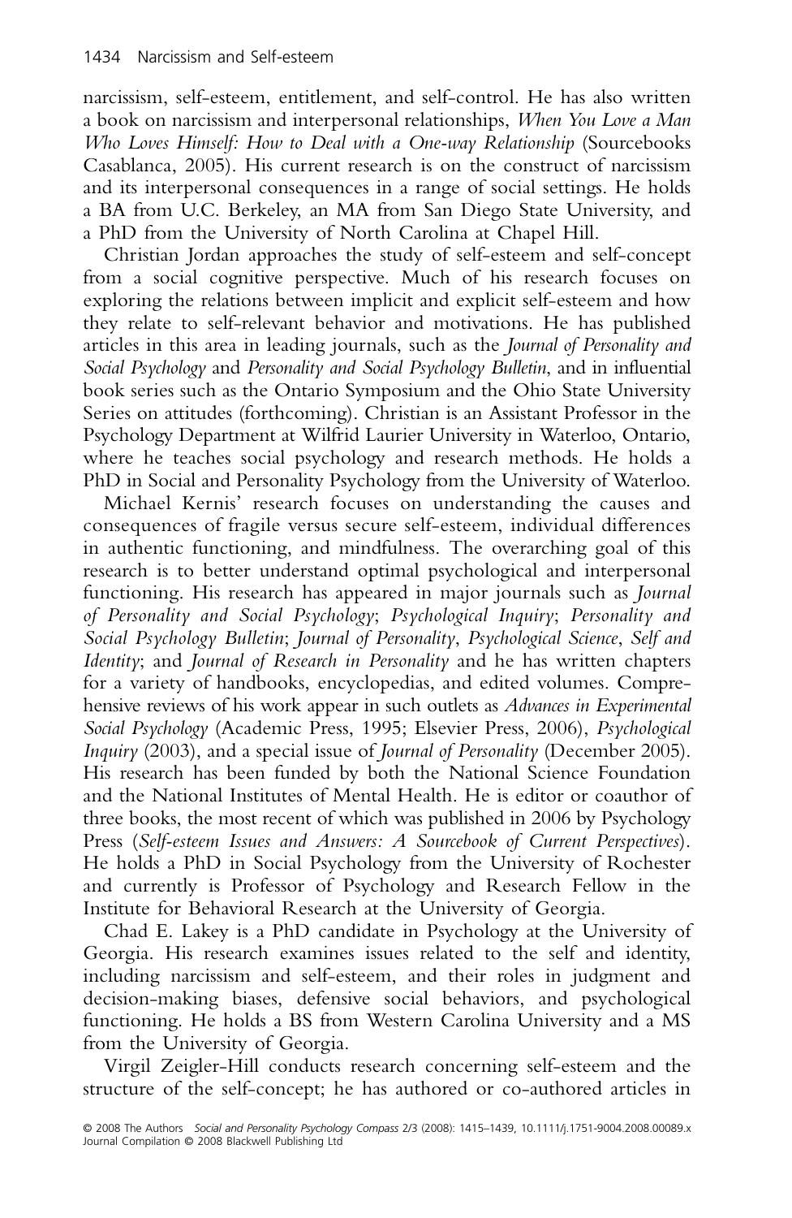narcissism, self-esteem, entitlement, and self-control. He has also written a book on narcissism and interpersonal relationships, *When You Love a Man Who Loves Himself: How to Deal with a One-way Relationship* (Sourcebooks Casablanca, 2005). His current research is on the construct of narcissism and its interpersonal consequences in a range of social settings. He holds a BA from U.C. Berkeley, an MA from San Diego State University, and a PhD from the University of North Carolina at Chapel Hill.

Christian Jordan approaches the study of self-esteem and self-concept from a social cognitive perspective. Much of his research focuses on exploring the relations between implicit and explicit self-esteem and how they relate to self-relevant behavior and motivations. He has published articles in this area in leading journals, such as the *Journal of Personality and Social Psychology* and *Personality and Social Psychology Bulletin*, and in influential book series such as the Ontario Symposium and the Ohio State University Series on attitudes (forthcoming). Christian is an Assistant Professor in the Psychology Department at Wilfrid Laurier University in Waterloo, Ontario, where he teaches social psychology and research methods. He holds a PhD in Social and Personality Psychology from the University of Waterloo.

Michael Kernis' research focuses on understanding the causes and consequences of fragile versus secure self-esteem, individual differences in authentic functioning, and mindfulness. The overarching goal of this research is to better understand optimal psychological and interpersonal functioning. His research has appeared in major journals such as *Journal of Personality and Social Psychology*; *Psychological Inquiry*; *Personality and Social Psychology Bulletin*; *Journal of Personality*, *Psychological Science*, *Self and Identity*; and *Journal of Research in Personality* and he has written chapters for a variety of handbooks, encyclopedias, and edited volumes. Comprehensive reviews of his work appear in such outlets as *Advances in Experimental Social Psychology* (Academic Press, 1995; Elsevier Press, 2006), *Psychological Inquiry* (2003), and a special issue of *Journal of Personality* (December 2005). His research has been funded by both the National Science Foundation and the National Institutes of Mental Health. He is editor or coauthor of three books, the most recent of which was published in 2006 by Psychology Press (*Self-esteem Issues and Answers: A Sourcebook of Current Perspectives*). He holds a PhD in Social Psychology from the University of Rochester and currently is Professor of Psychology and Research Fellow in the Institute for Behavioral Research at the University of Georgia.

Chad E. Lakey is a PhD candidate in Psychology at the University of Georgia. His research examines issues related to the self and identity, including narcissism and self-esteem, and their roles in judgment and decision-making biases, defensive social behaviors, and psychological functioning. He holds a BS from Western Carolina University and a MS from the University of Georgia.

Virgil Zeigler-Hill conducts research concerning self-esteem and the structure of the self-concept; he has authored or co-authored articles in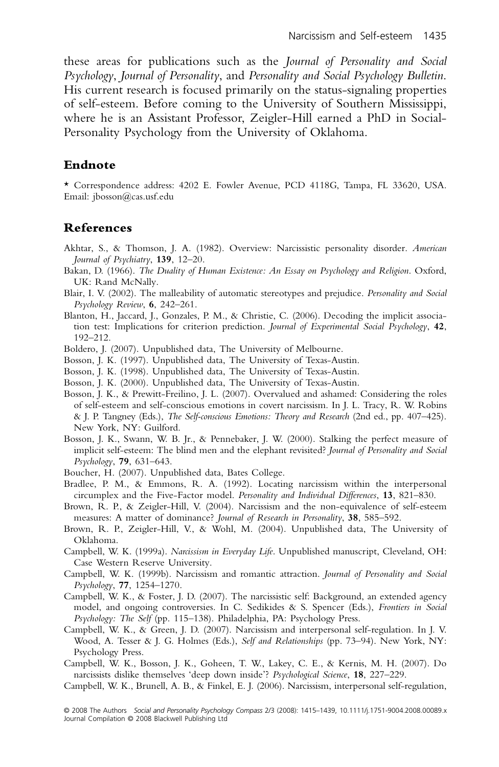these areas for publications such as the *Journal of Personality and Social Psychology*, *Journal of Personality*, and *Personality and Social Psychology Bulletin*. His current research is focused primarily on the status-signaling properties of self-esteem. Before coming to the University of Southern Mississippi, where he is an Assistant Professor, Zeigler-Hill earned a PhD in Social-Personality Psychology from the University of Oklahoma.

## Endnote

* Correspondence address: 4202 E. Fowler Avenue, PCD 4118G, Tampa, FL 33620, USA. Email: jbosson@cas.usf.edu

## References

Akhtar, S., & Thomson, J. A. (1982). Overview: Narcissistic personality disorder. *American Journal of Psychiatry*, **139**, 12–20.

Bakan, D. (1966). *The Duality of Human Existence: An Essay on Psychology and Religion*. Oxford, UK: Rand McNally.

Blair, I. V. (2002). The malleability of automatic stereotypes and prejudice. *Personality and Social Psychology Review*, **6**, 242–261.

Blanton, H., Jaccard, J., Gonzales, P. M., & Christie, C. (2006). Decoding the implicit association test: Implications for criterion prediction. *Journal of Experimental Social Psychology*, **42**, 192–212.

Boldero, J. (2007). Unpublished data, The University of Melbourne.

Bosson, J. K. (1997). Unpublished data, The University of Texas-Austin.

Bosson, J. K. (1998). Unpublished data, The University of Texas-Austin.

Bosson, J. K. (2000). Unpublished data, The University of Texas-Austin.

Bosson, J. K., & Prewitt-Freilino, J. L. (2007). Overvalued and ashamed: Considering the roles of self-esteem and self-conscious emotions in covert narcissism. In J. L. Tracy, R. W. Robins & J. P. Tangney (Eds.), *The Self-conscious Emotions: Theory and Research* (2nd ed., pp. 407–425). New York, NY: Guilford.

Bosson, J. K., Swann, W. B. Jr., & Pennebaker, J. W. (2000). Stalking the perfect measure of implicit self-esteem: The blind men and the elephant revisited? *Journal of Personality and Social Psychology*, **79**, 631–643.

Boucher, H. (2007). Unpublished data, Bates College.

Bradlee, P. M., & Emmons, R. A. (1992). Locating narcissism within the interpersonal circumplex and the Five-Factor model. *Personality and Individual Differences*, **13**, 821–830.

Brown, R. P., & Zeigler-Hill, V. (2004). Narcissism and the non-equivalence of self-esteem measures: A matter of dominance? *Journal of Research in Personality*, **38**, 585–592.

Brown, R. P., Zeigler-Hill, V., & Wohl, M. (2004). Unpublished data, The University of Oklahoma.

Campbell, W. K. (1999a). *Narcissism in Everyday Life*. Unpublished manuscript, Cleveland, OH: Case Western Reserve University.

Campbell, W. K. (1999b). Narcissism and romantic attraction. *Journal of Personality and Social Psychology*, **77**, 1254–1270.

Campbell, W. K., & Foster, J. D. (2007). The narcissistic self: Background, an extended agency model, and ongoing controversies. In C. Sedikides & S. Spencer (Eds.), *Frontiers in Social Psychology: The Self* (pp. 115–138). Philadelphia, PA: Psychology Press.

Campbell, W. K., & Green, J. D. (2007). Narcissism and interpersonal self-regulation. In J. V. Wood, A. Tesser & J. G. Holmes (Eds.), *Self and Relationships* (pp. 73–94). New York, NY: Psychology Press.

Campbell, W. K., Bosson, J. K., Goheen, T. W., Lakey, C. E., & Kernis, M. H. (2007). Do narcissists dislike themselves 'deep down inside'? *Psychological Science*, **18**, 227–229.

Campbell, W. K., Brunell, A. B., & Finkel, E. J. (2006). Narcissism, interpersonal self-regulation,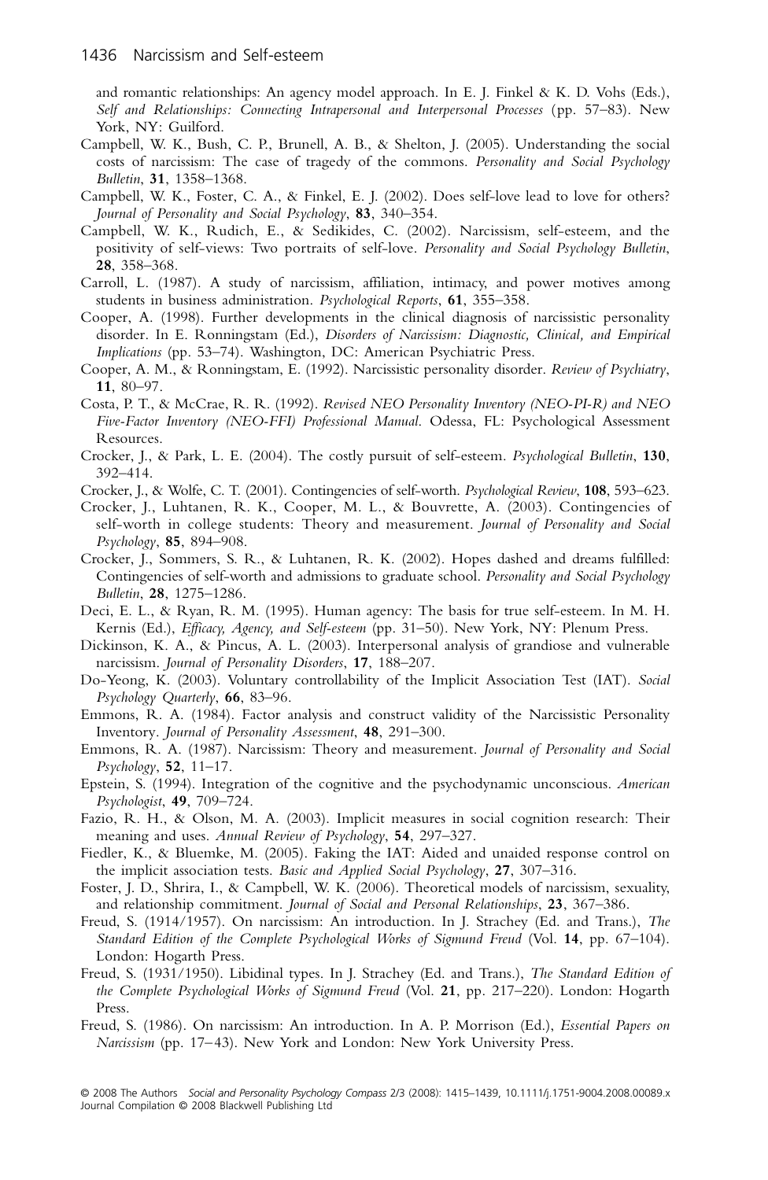and romantic relationships: An agency model approach. In E. J. Finkel & K. D. Vohs (Eds.), *Self and Relationships: Connecting Intrapersonal and Interpersonal Processes* (pp. 57–83). New York, NY: Guilford.

Campbell, W. K., Bush, C. P., Brunell, A. B., & Shelton, J. (2005). Understanding the social costs of narcissism: The case of tragedy of the commons. *Personality and Social Psychology Bulletin*, **31**, 1358–1368.

Campbell, W. K., Foster, C. A., & Finkel, E. J. (2002). Does self-love lead to love for others? *Journal of Personality and Social Psychology*, **83**, 340–354.

Campbell, W. K., Rudich, E., & Sedikides, C. (2002). Narcissism, self-esteem, and the positivity of self-views: Two portraits of self-love. *Personality and Social Psychology Bulletin*, **28**, 358–368.

Carroll, L. (1987). A study of narcissism, affiliation, intimacy, and power motives among students in business administration. *Psychological Reports*, **61**, 355–358.

Cooper, A. (1998). Further developments in the clinical diagnosis of narcissistic personality disorder. In E. Ronningstam (Ed.), *Disorders of Narcissism: Diagnostic, Clinical, and Empirical Implications* (pp. 53–74). Washington, DC: American Psychiatric Press.

Cooper, A. M., & Ronningstam, E. (1992). Narcissistic personality disorder. *Review of Psychiatry*, **11**, 80–97.

Costa, P. T., & McCrae, R. R. (1992). *Revised NEO Personality Inventory (NEO-PI-R) and NEO Five-Factor Inventory (NEO-FFI) Professional Manual*. Odessa, FL: Psychological Assessment Resources.

Crocker, J., & Park, L. E. (2004). The costly pursuit of self-esteem. *Psychological Bulletin*, **130**, 392–414.

Crocker, J., & Wolfe, C. T. (2001). Contingencies of self-worth. *Psychological Review*, **108**, 593–623.

Crocker, J., Luhtanen, R. K., Cooper, M. L., & Bouvrette, A. (2003). Contingencies of self-worth in college students: Theory and measurement. *Journal of Personality and Social Psychology*, **85**, 894–908.

Crocker, J., Sommers, S. R., & Luhtanen, R. K. (2002). Hopes dashed and dreams fulfilled: Contingencies of self-worth and admissions to graduate school. *Personality and Social Psychology Bulletin*, **28**, 1275–1286.

Deci, E. L., & Ryan, R. M. (1995). Human agency: The basis for true self-esteem. In M. H. Kernis (Ed.), *Efficacy, Agency, and Self-esteem* (pp. 31–50). New York, NY: Plenum Press.

Dickinson, K. A., & Pincus, A. L. (2003). Interpersonal analysis of grandiose and vulnerable narcissism. *Journal of Personality Disorders*, **17**, 188–207.

Do-Yeong, K. (2003). Voluntary controllability of the Implicit Association Test (IAT). *Social Psychology Quarterly*, **66**, 83–96.

Emmons, R. A. (1984). Factor analysis and construct validity of the Narcissistic Personality Inventory. *Journal of Personality Assessment*, **48**, 291–300.

Emmons, R. A. (1987). Narcissism: Theory and measurement. *Journal of Personality and Social Psychology*, **52**, 11–17.

Epstein, S. (1994). Integration of the cognitive and the psychodynamic unconscious. *American Psychologist*, **49**, 709–724.

Fazio, R. H., & Olson, M. A. (2003). Implicit measures in social cognition research: Their meaning and uses. *Annual Review of Psychology*, **54**, 297–327.

Fiedler, K., & Bluemke, M. (2005). Faking the IAT: Aided and unaided response control on the implicit association tests. *Basic and Applied Social Psychology*, **27**, 307–316.

Foster, J. D., Shrira, I., & Campbell, W. K. (2006). Theoretical models of narcissism, sexuality, and relationship commitment. *Journal of Social and Personal Relationships*, **23**, 367–386.

Freud, S. (1914/1957). On narcissism: An introduction. In J. Strachey (Ed. and Trans.), *The Standard Edition of the Complete Psychological Works of Sigmund Freud* (Vol. **14**, pp. 67–104). London: Hogarth Press.

Freud, S. (1931/1950). Libidinal types. In J. Strachey (Ed. and Trans.), *The Standard Edition of the Complete Psychological Works of Sigmund Freud* (Vol. **21**, pp. 217–220). London: Hogarth Press.

Freud, S. (1986). On narcissism: An introduction. In A. P. Morrison (Ed.), *Essential Papers on Narcissism* (pp. 17–43). New York and London: New York University Press.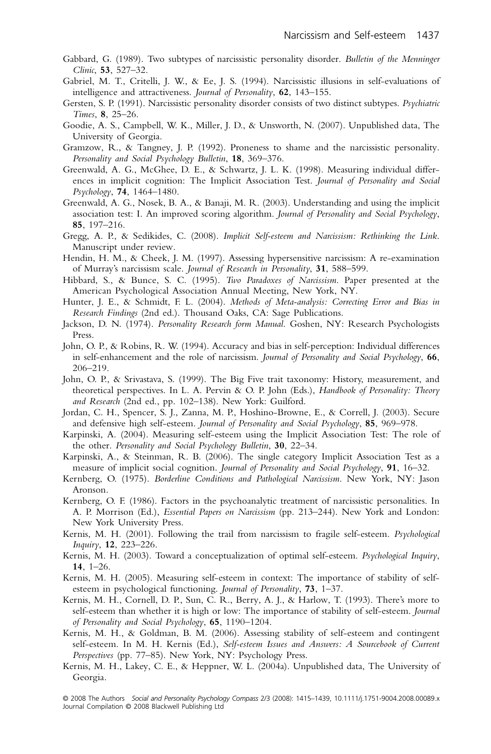Gabbard, G. (1989). Two subtypes of narcissistic personality disorder. *Bulletin of the Menninger Clinic*, **53**, 527–32.

Gabriel, M. T., Critelli, J. W., & Ee, J. S. (1994). Narcissistic illusions in self-evaluations of intelligence and attractiveness. *Journal of Personality*, **62**, 143–155.

Gersten, S. P. (1991). Narcissistic personality disorder consists of two distinct subtypes. *Psychiatric Times*, **8**, 25–26.

Goodie, A. S., Campbell, W. K., Miller, J. D., & Unsworth, N. (2007). Unpublished data, The University of Georgia.

Gramzow, R., & Tangney, J. P. (1992). Proneness to shame and the narcissistic personality. *Personality and Social Psychology Bulletin*, **18**, 369–376.

Greenwald, A. G., McGhee, D. E., & Schwartz, J. L. K. (1998). Measuring individual differences in implicit cognition: The Implicit Association Test. *Journal of Personality and Social Psychology*, **74**, 1464–1480.

Greenwald, A. G., Nosek, B. A., & Banaji, M. R. (2003). Understanding and using the implicit association test: I. An improved scoring algorithm. *Journal of Personality and Social Psychology*, **85**, 197–216.

Gregg, A. P., & Sedikides, C. (2008). *Implicit Self-esteem and Narcissism: Rethinking the Link*. Manuscript under review.

Hendin, H. M., & Cheek, J. M. (1997). Assessing hypersensitive narcissism: A re-examination of Murray's narcissism scale. *Journal of Research in Personality*, **31**, 588–599.

Hibbard, S., & Bunce, S. C. (1995). *Two Paradoxes of Narcissism*. Paper presented at the American Psychological Association Annual Meeting, New York, NY.

Hunter, J. E., & Schmidt, F. L. (2004). *Methods of Meta-analysis: Correcting Error and Bias in Research Findings* (2nd ed.). Thousand Oaks, CA: Sage Publications.

Jackson, D. N. (1974). *Personality Research form Manual*. Goshen, NY: Research Psychologists Press.

John, O. P., & Robins, R. W. (1994). Accuracy and bias in self-perception: Individual differences in self-enhancement and the role of narcissism. *Journal of Personality and Social Psychology*, **66**, 206–219.

John, O. P., & Srivastava, S. (1999). The Big Five trait taxonomy: History, measurement, and theoretical perspectives. In L. A. Pervin & O. P. John (Eds.), *Handbook of Personality: Theory and Research* (2nd ed., pp. 102–138). New York: Guilford.

Jordan, C. H., Spencer, S. J., Zanna, M. P., Hoshino-Browne, E., & Correll, J. (2003). Secure and defensive high self-esteem. *Journal of Personality and Social Psychology*, **85**, 969–978.

Karpinski, A. (2004). Measuring self-esteem using the Implicit Association Test: The role of the other. *Personality and Social Psychology Bulletin*, **30**, 22–34.

Karpinski, A., & Steinman, R. B. (2006). The single category Implicit Association Test as a measure of implicit social cognition. *Journal of Personality and Social Psychology*, **91**, 16–32.

Kernberg, O. (1975). *Borderline Conditions and Pathological Narcissism*. New York, NY: Jason Aronson.

Kernberg, O. F. (1986). Factors in the psychoanalytic treatment of narcissistic personalities. In A. P. Morrison (Ed.), *Essential Papers on Narcissism* (pp. 213–244). New York and London: New York University Press.

Kernis, M. H. (2001). Following the trail from narcissism to fragile self-esteem. *Psychological Inquiry*, **12**, 223–226.

Kernis, M. H. (2003). Toward a conceptualization of optimal self-esteem. *Psychological Inquiry*, **14**, 1–26.

Kernis, M. H. (2005). Measuring self-esteem in context: The importance of stability of self-esteem in psychological functioning. *Journal of Personality*, **73**, 1–37.

Kernis, M. H., Cornell, D. P., Sun, C. R., Berry, A. J., & Harlow, T. (1993). There's more to self-esteem than whether it is high or low: The importance of stability of self-esteem. *Journal of Personality and Social Psychology*, **65**, 1190–1204.

Kernis, M. H., & Goldman, B. M. (2006). Assessing stability of self-esteem and contingent self-esteem. In M. H. Kernis (Ed.), *Self-esteem Issues and Answers: A Sourcebook of Current Perspectives* (pp. 77–85). New York, NY: Psychology Press.

Kernis, M. H., Lakey, C. E., & Heppner, W. L. (2004a). Unpublished data, The University of Georgia.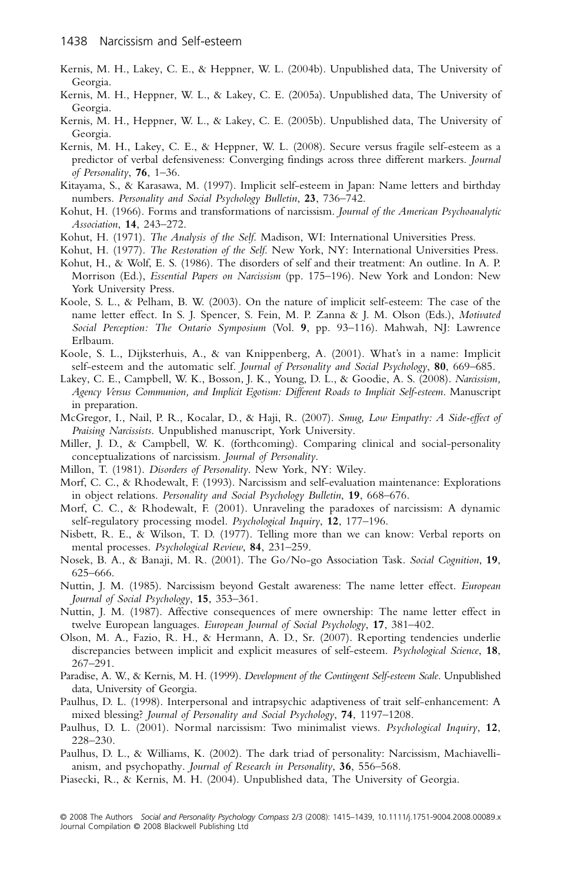Kernis, M. H., Lakey, C. E., & Heppner, W. L. (2004b). Unpublished data, The University of Georgia.

Kernis, M. H., Heppner, W. L., & Lakey, C. E. (2005a). Unpublished data, The University of Georgia.

Kernis, M. H., Heppner, W. L., & Lakey, C. E. (2005b). Unpublished data, The University of Georgia.

Kernis, M. H., Lakey, C. E., & Heppner, W. L. (2008). Secure versus fragile self-esteem as a predictor of verbal defensiveness: Converging findings across three different markers. *Journal of Personality*, **76**, 1–36.

Kitayama, S., & Karasawa, M. (1997). Implicit self-esteem in Japan: Name letters and birthday numbers. *Personality and Social Psychology Bulletin*, **23**, 736–742.

Kohut, H. (1966). Forms and transformations of narcissism. *Journal of the American Psychoanalytic Association*, **14**, 243–272.

Kohut, H. (1971). *The Analysis of the Self*. Madison, WI: International Universities Press.

Kohut, H. (1977). *The Restoration of the Self*. New York, NY: International Universities Press.

Kohut, H., & Wolf, E. S. (1986). The disorders of self and their treatment: An outline. In A. P. Morrison (Ed.), *Essential Papers on Narcissism* (pp. 175–196). New York and London: New York University Press.

Koole, S. L., & Pelham, B. W. (2003). On the nature of implicit self-esteem: The case of the name letter effect. In S. J. Spencer, S. Fein, M. P. Zanna & J. M. Olson (Eds.), *Motivated Social Perception: The Ontario Symposium* (Vol. **9**, pp. 93–116). Mahwah, NJ: Lawrence Erlbaum.

Koole, S. L., Dijksterhuis, A., & van Knippenberg, A. (2001). What's in a name: Implicit self-esteem and the automatic self. *Journal of Personality and Social Psychology*, **80**, 669–685.

Lakey, C. E., Campbell, W. K., Bosson, J. K., Young, D. L., & Goodie, A. S. (2008). *Narcissism, Agency Versus Communion, and Implicit Egotism: Different Roads to Implicit Self-esteem*. Manuscript in preparation.

McGregor, I., Nail, P. R., Kocalar, D., & Haji, R. (2007). *Smug, Low Empathy: A Side-effect of Praising Narcissists*. Unpublished manuscript, York University.

Miller, J. D., & Campbell, W. K. (forthcoming). Comparing clinical and social-personality conceptualizations of narcissism. *Journal of Personality*.

Millon, T. (1981). *Disorders of Personality*. New York, NY: Wiley.

Morf, C. C., & Rhodewalt, F. (1993). Narcissism and self-evaluation maintenance: Explorations in object relations. *Personality and Social Psychology Bulletin*, **19**, 668–676.

Morf, C. C., & Rhodewalt, F. (2001). Unraveling the paradoxes of narcissism: A dynamic self-regulatory processing model. *Psychological Inquiry*, **12**, 177–196.

Nisbett, R. E., & Wilson, T. D. (1977). Telling more than we can know: Verbal reports on mental processes. *Psychological Review*, **84**, 231–259.

Nosek, B. A., & Banaji, M. R. (2001). The Go/No-go Association Task. *Social Cognition*, **19**, 625–666.

Nuttin, J. M. (1985). Narcissism beyond Gestalt awareness: The name letter effect. *European Journal of Social Psychology*, **15**, 353–361.

Nuttin, J. M. (1987). Affective consequences of mere ownership: The name letter effect in twelve European languages. *European Journal of Social Psychology*, **17**, 381–402.

Olson, M. A., Fazio, R. H., & Hermann, A. D., Sr. (2007). Reporting tendencies underlie discrepancies between implicit and explicit measures of self-esteem. *Psychological Science*, **18**, 267–291.

Paradise, A. W., & Kernis, M. H. (1999). *Development of the Contingent Self-esteem Scale*. Unpublished data, University of Georgia.

Paulhus, D. L. (1998). Interpersonal and intrapsychic adaptiveness of trait self-enhancement: A mixed blessing? *Journal of Personality and Social Psychology*, **74**, 1197–1208.

Paulhus, D. L. (2001). Normal narcissism: Two minimalist views. *Psychological Inquiry*, **12**, 228–230.

Paulhus, D. L., & Williams, K. (2002). The dark triad of personality: Narcissism, Machiavellianism, and psychopathy. *Journal of Research in Personality*, **36**, 556–568.

Piasecki, R., & Kernis, M. H. (2004). Unpublished data, The University of Georgia.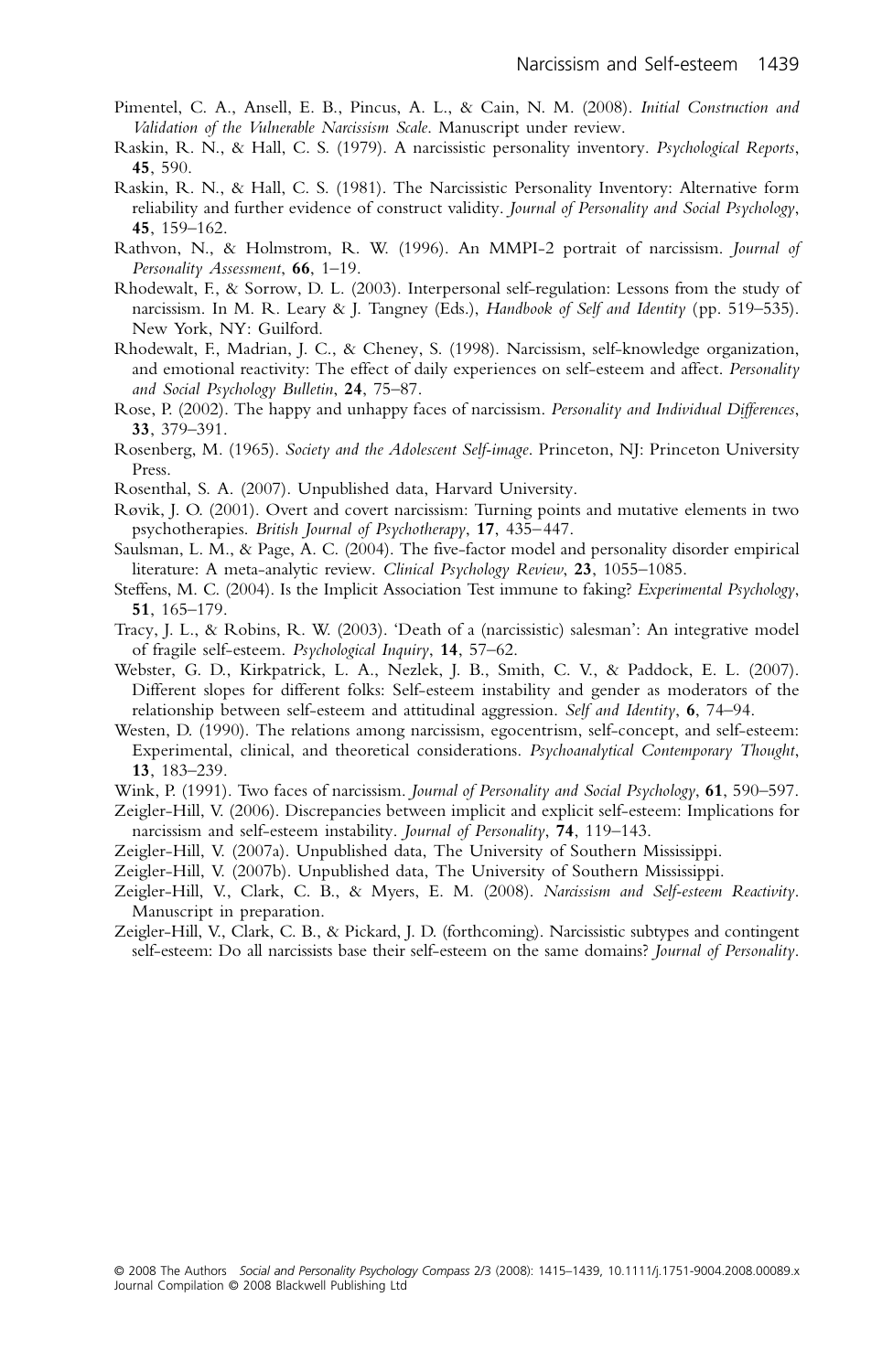Pimentel, C. A., Ansell, E. B., Pincus, A. L., & Cain, N. M. (2008). *Initial Construction and Validation of the Vulnerable Narcissism Scale*. Manuscript under review.

Raskin, R. N., & Hall, C. S. (1979). A narcissistic personality inventory. *Psychological Reports*, **45**, 590.

Raskin, R. N., & Hall, C. S. (1981). The Narcissistic Personality Inventory: Alternative form reliability and further evidence of construct validity. *Journal of Personality and Social Psychology*, **45**, 159–162.

Rathvon, N., & Holmstrom, R. W. (1996). An MMPI-2 portrait of narcissism. *Journal of Personality Assessment*, **66**, 1–19.

Rhodewalt, F., & Sorrow, D. L. (2003). Interpersonal self-regulation: Lessons from the study of narcissism. In M. R. Leary & J. Tangney (Eds.), *Handbook of Self and Identity* (pp. 519–535). New York, NY: Guilford.

Rhodewalt, F., Madrian, J. C., & Cheney, S. (1998). Narcissism, self-knowledge organization, and emotional reactivity: The effect of daily experiences on self-esteem and affect. *Personality and Social Psychology Bulletin*, **24**, 75–87.

Rose, P. (2002). The happy and unhappy faces of narcissism. *Personality and Individual Differences*, **33**, 379–391.

Rosenberg, M. (1965). *Society and the Adolescent Self-image*. Princeton, NJ: Princeton University Press.

Rosenthal, S. A. (2007). Unpublished data, Harvard University.

Røvik, J. O. (2001). Overt and covert narcissism: Turning points and mutative elements in two psychotherapies. *British Journal of Psychotherapy*, **17**, 435–447.

Saulsman, L. M., & Page, A. C. (2004). The five-factor model and personality disorder empirical literature: A meta-analytic review. *Clinical Psychology Review*, **23**, 1055–1085.

Steffens, M. C. (2004). Is the Implicit Association Test immune to faking? *Experimental Psychology*, **51**, 165–179.

Tracy, J. L., & Robins, R. W. (2003). 'Death of a (narcissistic) salesman': An integrative model of fragile self-esteem. *Psychological Inquiry*, **14**, 57–62.

Webster, G. D., Kirkpatrick, L. A., Nezlek, J. B., Smith, C. V., & Paddock, E. L. (2007). Different slopes for different folks: Self-esteem instability and gender as moderators of the relationship between self-esteem and attitudinal aggression. *Self and Identity*, **6**, 74–94.

Westen, D. (1990). The relations among narcissism, egocentrism, self-concept, and self-esteem: Experimental, clinical, and theoretical considerations. *Psychoanalytical Contemporary Thought*, **13**, 183–239.

Wink, P. (1991). Two faces of narcissism. *Journal of Personality and Social Psychology*, **61**, 590–597.

Zeigler-Hill, V. (2006). Discrepancies between implicit and explicit self-esteem: Implications for narcissism and self-esteem instability. *Journal of Personality*, **74**, 119–143.

Zeigler-Hill, V. (2007a). Unpublished data, The University of Southern Mississippi.

Zeigler-Hill, V. (2007b). Unpublished data, The University of Southern Mississippi.

Zeigler-Hill, V., Clark, C. B., & Myers, E. M. (2008). *Narcissism and Self-esteem Reactivity*. Manuscript in preparation.

Zeigler-Hill, V., Clark, C. B., & Pickard, J. D. (forthcoming). Narcissistic subtypes and contingent self-esteem: Do all narcissists base their self-esteem on the same domains? *Journal of Personality*.